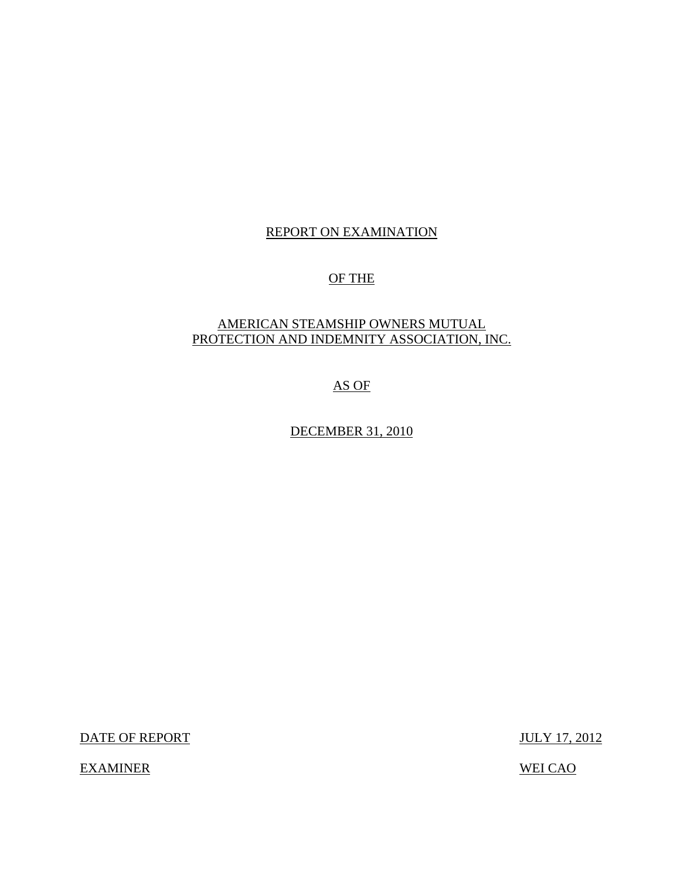# REPORT ON EXAMINATION

## OF THE

## AMERICAN STEAMSHIP OWNERS MUTUAL PROTECTION AND INDEMNITY ASSOCIATION, INC.

## AS OF

## DECEMBER 31, 2010

DATE OF REPORT JULY 17, 2012

EXAMINER WEI CAO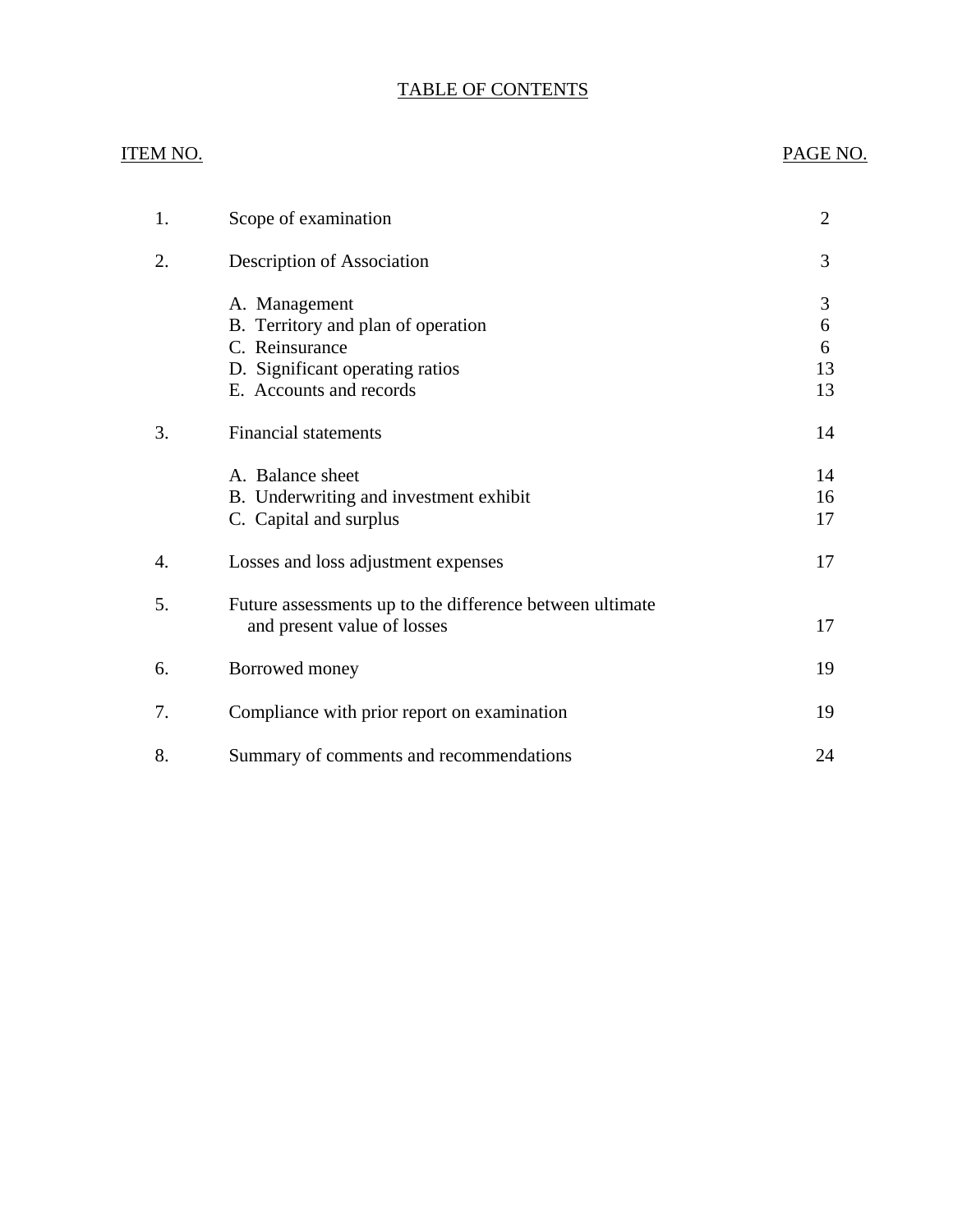# TABLE OF CONTENTS

| ITEM NO. | | PAGE NO. |
|---|---|---|
| 1. | Scope of examination | 2 |
| 2. | Description of Association | 3 |
| | A. Management | 3 |
| | B. Territory and plan of operation | 6 |
| | C. Reinsurance | 6 |
| | D. Significant operating ratios | 13 |
| | E. Accounts and records | 13 |
| 3. | Financial statements | 14 |
| | A. Balance sheet | 14 |
| | B. Underwriting and investment exhibit | 16 |
| | C. Capital and surplus | 17 |
| 4. | Losses and loss adjustment expenses | 17 |
| 5. | Future assessments up to the difference between ultimate and present value of losses | 17 |
| 6. | Borrowed money | 19 |
| 7. | Compliance with prior report on examination | 19 |
| 8. | Summary of comments and recommendations | 24 |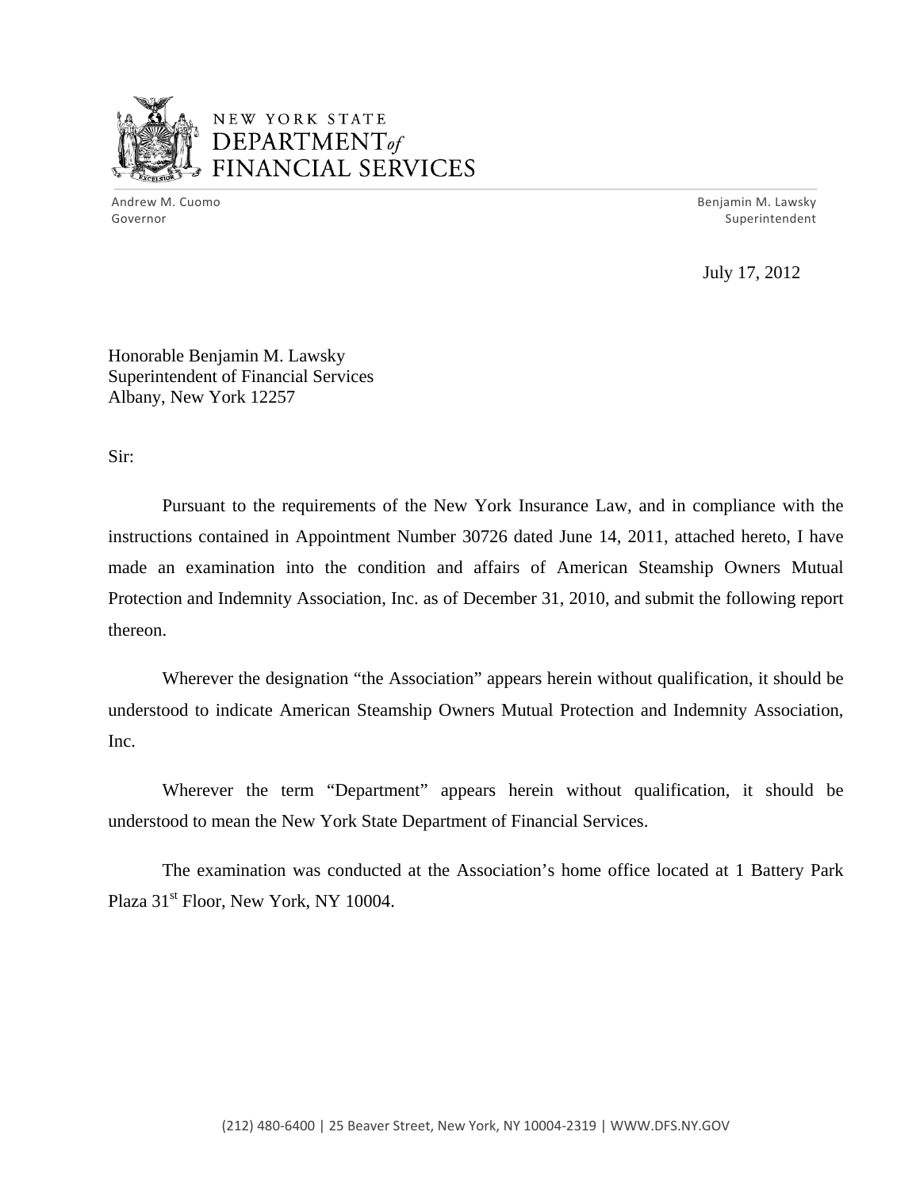NEW YORK STATE
DEPARTMENT *of*
FINANCIAL SERVICES

Andrew M. Cuomo
Governor

Benjamin M. Lawsky
Superintendent

July 17, 2012

Honorable Benjamin M. Lawsky
Superintendent of Financial Services
Albany, New York 12257

Sir:

Pursuant to the requirements of the New York Insurance Law, and in compliance with the instructions contained in Appointment Number 30726 dated June 14, 2011, attached hereto, I have made an examination into the condition and affairs of American Steamship Owners Mutual Protection and Indemnity Association, Inc. as of December 31, 2010, and submit the following report thereon.

Wherever the designation "the Association" appears herein without qualification, it should be understood to indicate American Steamship Owners Mutual Protection and Indemnity Association, Inc.

Wherever the term "Department" appears herein without qualification, it should be understood to mean the New York State Department of Financial Services.

The examination was conducted at the Association's home office located at 1 Battery Park Plaza 31st Floor, New York, NY 10004.

(212) 480-6400 | 25 Beaver Street, New York, NY 10004-2319 | WWW.DFS.NY.GOV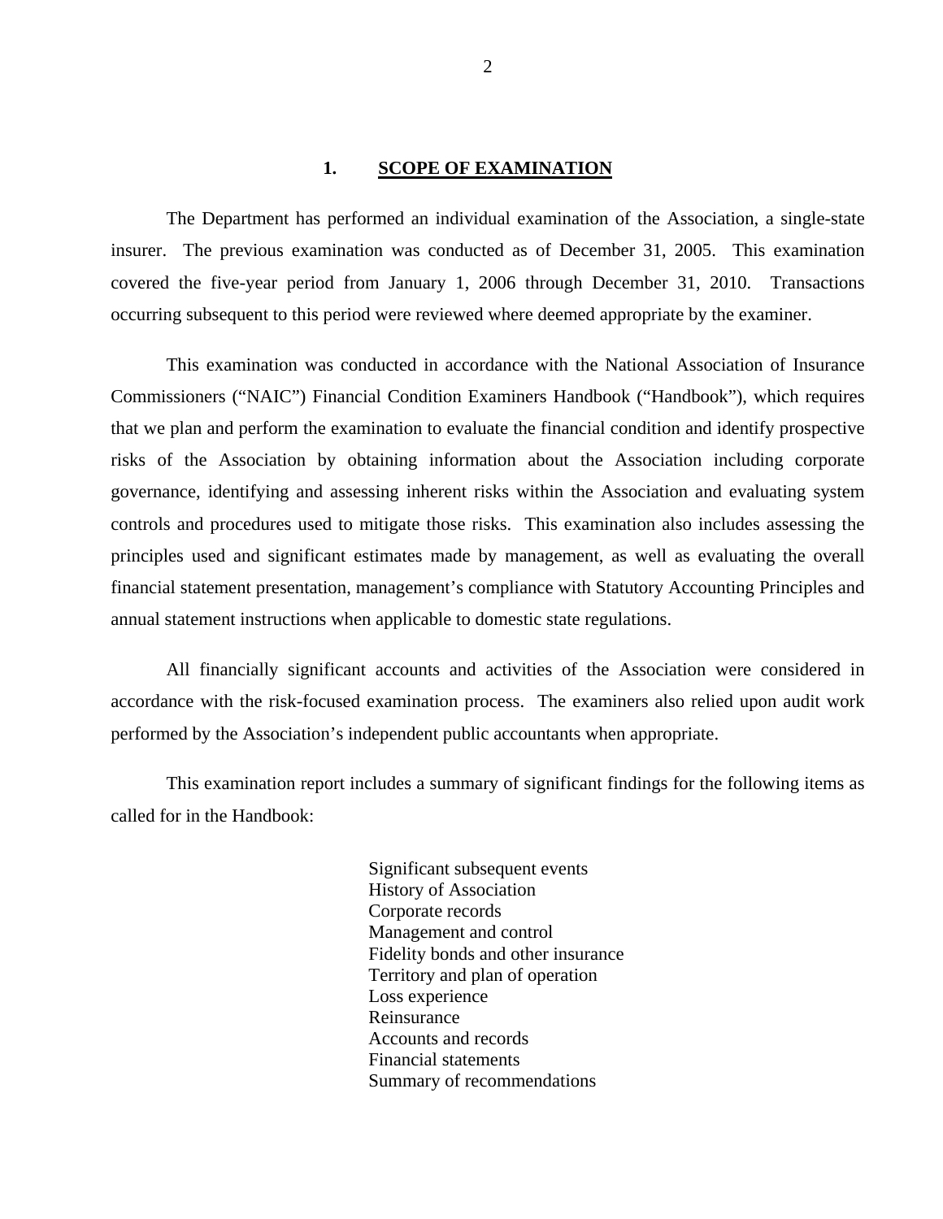## 1. SCOPE OF EXAMINATION

The Department has performed an individual examination of the Association, a single-state insurer. The previous examination was conducted as of December 31, 2005. This examination covered the five-year period from January 1, 2006 through December 31, 2010. Transactions occurring subsequent to this period were reviewed where deemed appropriate by the examiner.

This examination was conducted in accordance with the National Association of Insurance Commissioners ("NAIC") Financial Condition Examiners Handbook ("Handbook"), which requires that we plan and perform the examination to evaluate the financial condition and identify prospective risks of the Association by obtaining information about the Association including corporate governance, identifying and assessing inherent risks within the Association and evaluating system controls and procedures used to mitigate those risks. This examination also includes assessing the principles used and significant estimates made by management, as well as evaluating the overall financial statement presentation, management's compliance with Statutory Accounting Principles and annual statement instructions when applicable to domestic state regulations.

All financially significant accounts and activities of the Association were considered in accordance with the risk-focused examination process. The examiners also relied upon audit work performed by the Association's independent public accountants when appropriate.

This examination report includes a summary of significant findings for the following items as called for in the Handbook:

- Significant subsequent events
- History of Association
- Corporate records
- Management and control
- Fidelity bonds and other insurance
- Territory and plan of operation
- Loss experience
- Reinsurance
- Accounts and records
- Financial statements
- Summary of recommendations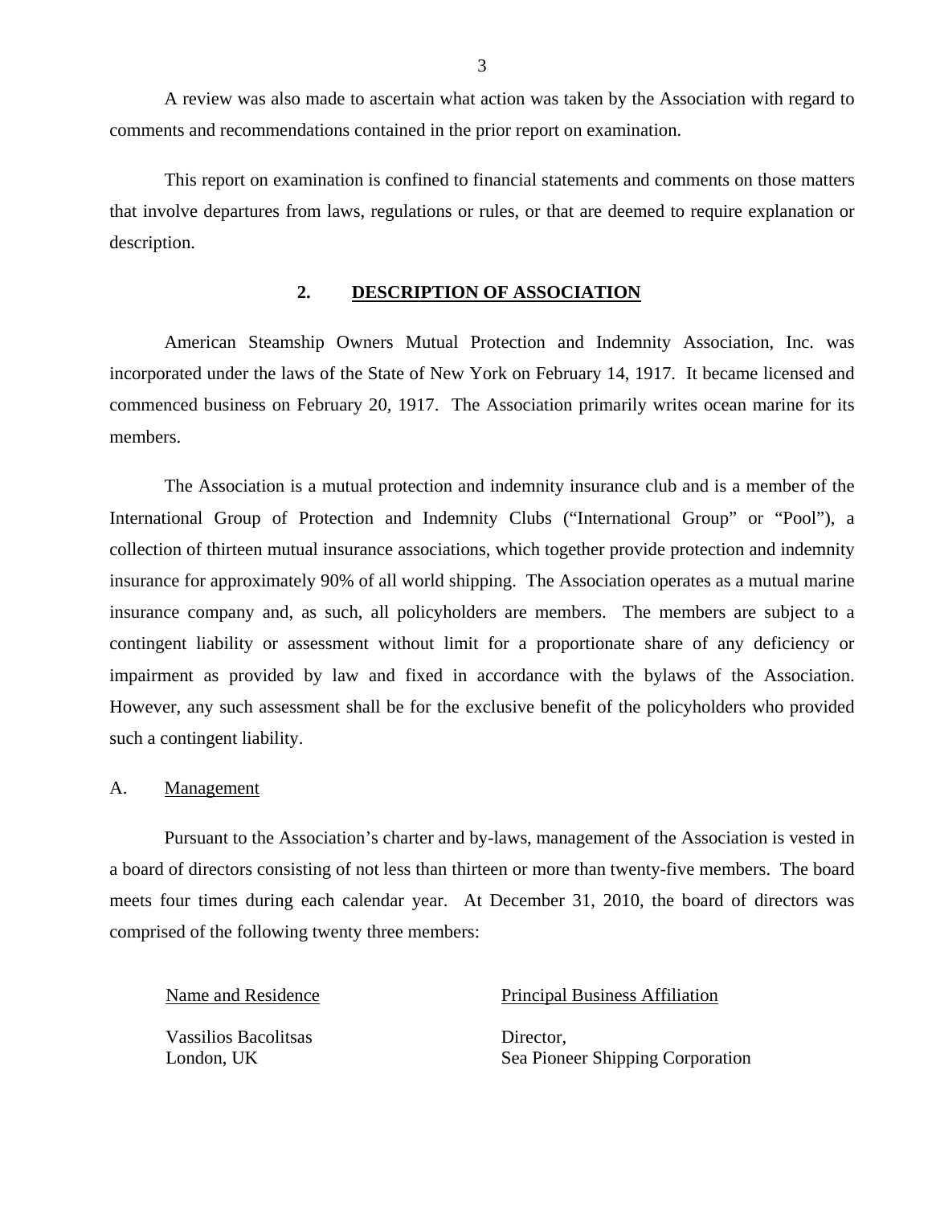A review was also made to ascertain what action was taken by the Association with regard to comments and recommendations contained in the prior report on examination.

This report on examination is confined to financial statements and comments on those matters that involve departures from laws, regulations or rules, or that are deemed to require explanation or description.

## 2. DESCRIPTION OF ASSOCIATION

American Steamship Owners Mutual Protection and Indemnity Association, Inc. was incorporated under the laws of the State of New York on February 14, 1917. It became licensed and commenced business on February 20, 1917. The Association primarily writes ocean marine for its members.

The Association is a mutual protection and indemnity insurance club and is a member of the International Group of Protection and Indemnity Clubs ("International Group" or "Pool"), a collection of thirteen mutual insurance associations, which together provide protection and indemnity insurance for approximately 90% of all world shipping. The Association operates as a mutual marine insurance company and, as such, all policyholders are members. The members are subject to a contingent liability or assessment without limit for a proportionate share of any deficiency or impairment as provided by law and fixed in accordance with the bylaws of the Association. However, any such assessment shall be for the exclusive benefit of the policyholders who provided such a contingent liability.

### A. Management

Pursuant to the Association's charter and by-laws, management of the Association is vested in a board of directors consisting of not less than thirteen or more than twenty-five members. The board meets four times during each calendar year. At December 31, 2010, the board of directors was comprised of the following twenty three members:

| Name and Residence | Principal Business Affiliation |
|---|---|
| Vassilios Bacolitsas<br>London, UK | Director,<br>Sea Pioneer Shipping Corporation |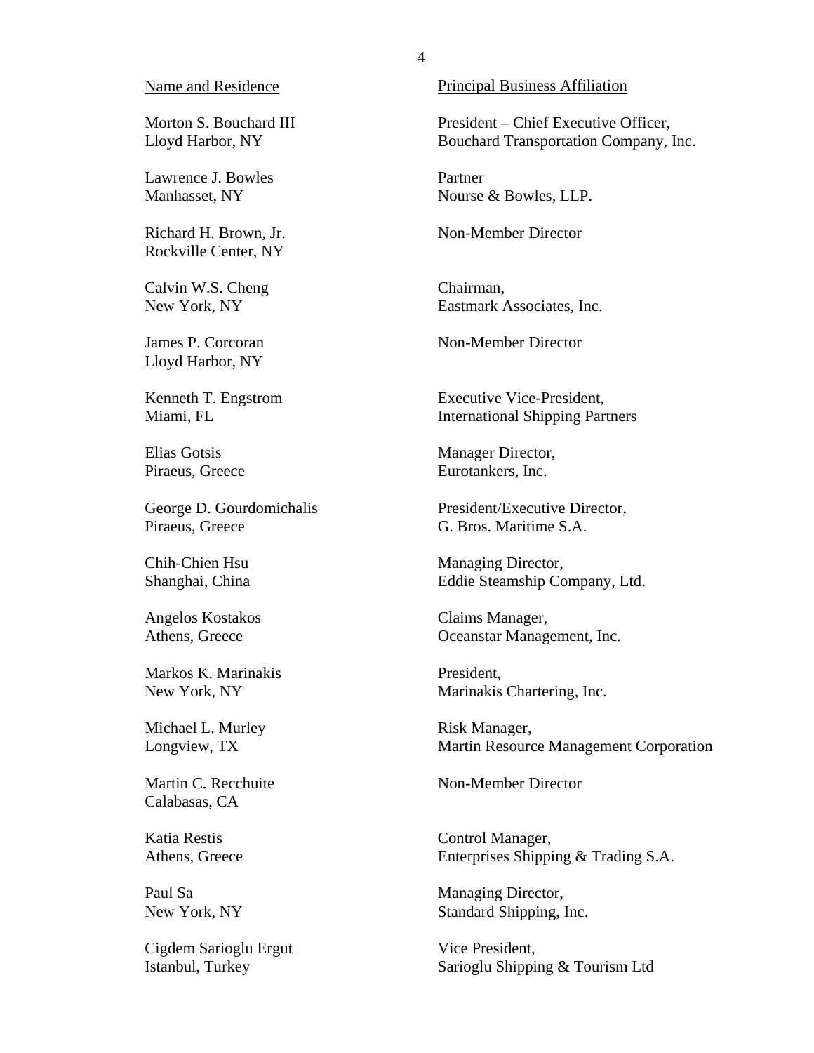| Name and Residence | Principal Business Affiliation |
|---|---|
| Morton S. Bouchard III<br>Lloyd Harbor, NY | President – Chief Executive Officer,<br>Bouchard Transportation Company, Inc. |
| Lawrence J. Bowles<br>Manhasset, NY | Partner<br>Nourse & Bowles, LLP. |
| Richard H. Brown, Jr.<br>Rockville Center, NY | Non-Member Director |
| Calvin W.S. Cheng<br>New York, NY | Chairman,<br>Eastmark Associates, Inc. |
| James P. Corcoran<br>Lloyd Harbor, NY | Non-Member Director |
| Kenneth T. Engstrom<br>Miami, FL | Executive Vice-President,<br>International Shipping Partners |
| Elias Gotsis<br>Piraeus, Greece | Manager Director,<br>Eurotankers, Inc. |
| George D. Gourdomichalis<br>Piraeus, Greece | President/Executive Director,<br>G. Bros. Maritime S.A. |
| Chih-Chien Hsu<br>Shanghai, China | Managing Director,<br>Eddie Steamship Company, Ltd. |
| Angelos Kostakos<br>Athens, Greece | Claims Manager,<br>Oceanstar Management, Inc. |
| Markos K. Marinakis<br>New York, NY | President,<br>Marinakis Chartering, Inc. |
| Michael L. Murley<br>Longview, TX | Risk Manager,<br>Martin Resource Management Corporation |
| Martin C. Recchuite<br>Calabasas, CA | Non-Member Director |
| Katia Restis<br>Athens, Greece | Control Manager,<br>Enterprises Shipping & Trading S.A. |
| Paul Sa<br>New York, NY | Managing Director,<br>Standard Shipping, Inc. |
| Cigdem Sarioglu Ergut<br>Istanbul, Turkey | Vice President,<br>Sarioglu Shipping & Tourism Ltd |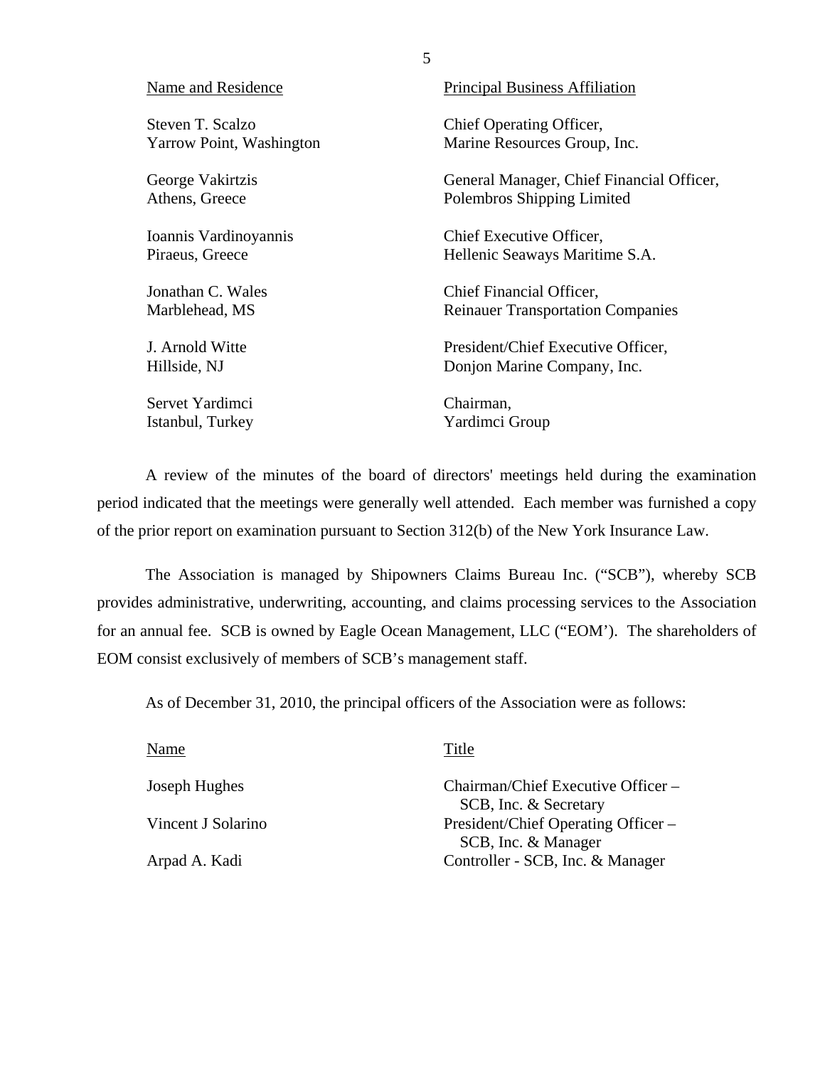| Name and Residence | Principal Business Affiliation |
|---|---|
| Steven T. Scalzo<br>Yarrow Point, Washington | Chief Operating Officer,<br>Marine Resources Group, Inc. |
| George Vakirtzis<br>Athens, Greece | General Manager, Chief Financial Officer,<br>Polembros Shipping Limited |
| Ioannis Vardinoyannis<br>Piraeus, Greece | Chief Executive Officer,<br>Hellenic Seaways Maritime S.A. |
| Jonathan C. Wales<br>Marblehead, MS | Chief Financial Officer,<br>Reinauer Transportation Companies |
| J. Arnold Witte<br>Hillside, NJ | President/Chief Executive Officer,<br>Donjon Marine Company, Inc. |
| Servet Yardimci<br>Istanbul, Turkey | Chairman,<br>Yardimci Group |

A review of the minutes of the board of directors' meetings held during the examination period indicated that the meetings were generally well attended. Each member was furnished a copy of the prior report on examination pursuant to Section 312(b) of the New York Insurance Law.

The Association is managed by Shipowners Claims Bureau Inc. ("SCB"), whereby SCB provides administrative, underwriting, accounting, and claims processing services to the Association for an annual fee. SCB is owned by Eagle Ocean Management, LLC ("EOM'). The shareholders of EOM consist exclusively of members of SCB's management staff.

As of December 31, 2010, the principal officers of the Association were as follows:

| Name | Title |
|---|---|
| Joseph Hughes | Chairman/Chief Executive Officer – SCB, Inc. & Secretary |
| Vincent J Solarino | President/Chief Operating Officer – SCB, Inc. & Manager |
| Arpad A. Kadi | Controller - SCB, Inc. & Manager |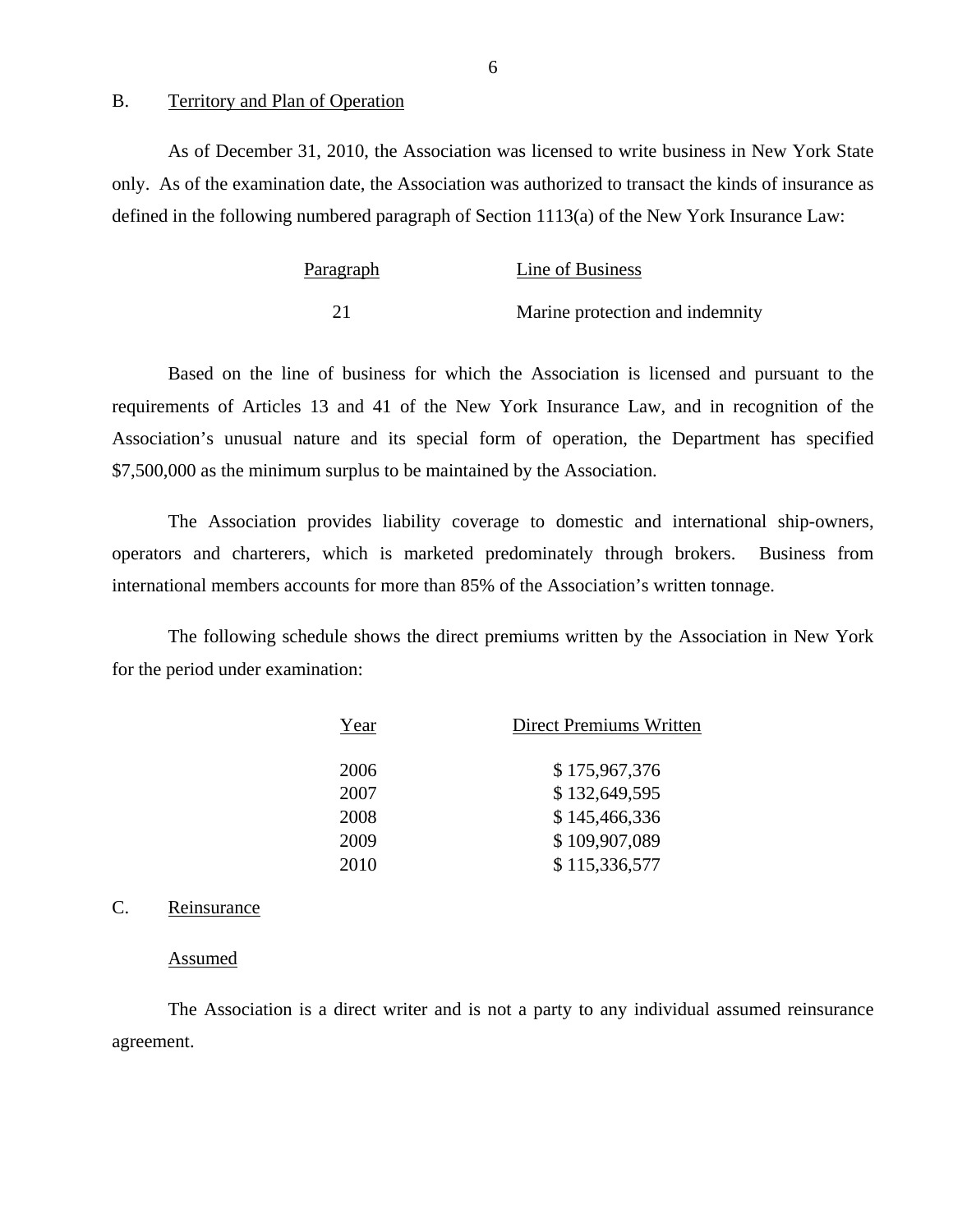## B. Territory and Plan of Operation

As of December 31, 2010, the Association was licensed to write business in New York State only. As of the examination date, the Association was authorized to transact the kinds of insurance as defined in the following numbered paragraph of Section 1113(a) of the New York Insurance Law:

| Paragraph | Line of Business |
|---|---|
| 21 | Marine protection and indemnity |

Based on the line of business for which the Association is licensed and pursuant to the requirements of Articles 13 and 41 of the New York Insurance Law, and in recognition of the Association's unusual nature and its special form of operation, the Department has specified $7,500,000 as the minimum surplus to be maintained by the Association.

The Association provides liability coverage to domestic and international ship-owners, operators and charterers, which is marketed predominately through brokers. Business from international members accounts for more than 85% of the Association's written tonnage.

The following schedule shows the direct premiums written by the Association in New York for the period under examination:

| Year | Direct Premiums Written |
|---|---|
| 2006 | $ 175,967,376 |
| 2007 | $ 132,649,595 |
| 2008 | $ 145,466,336 |
| 2009 | $ 109,907,089 |
| 2010 | $ 115,336,577 |

## C. Reinsurance

### Assumed

The Association is a direct writer and is not a party to any individual assumed reinsurance agreement.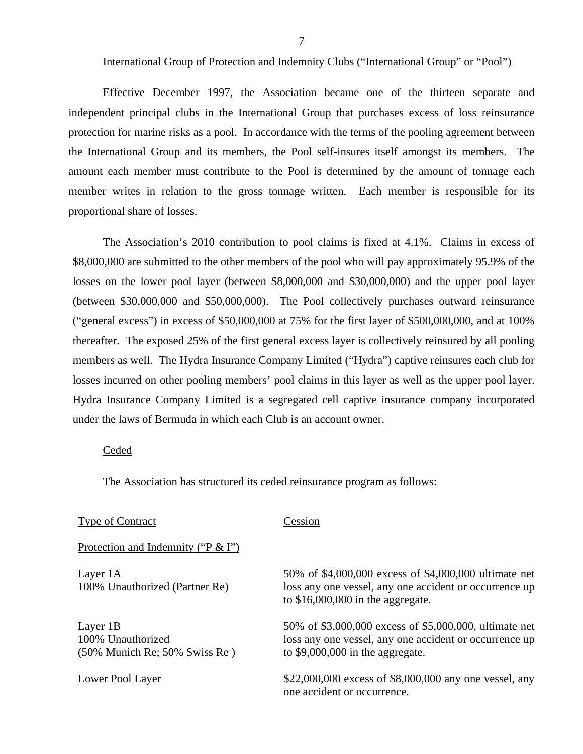International Group of Protection and Indemnity Clubs ("International Group" or "Pool")

Effective December 1997, the Association became one of the thirteen separate and independent principal clubs in the International Group that purchases excess of loss reinsurance protection for marine risks as a pool. In accordance with the terms of the pooling agreement between the International Group and its members, the Pool self-insures itself amongst its members. The amount each member must contribute to the Pool is determined by the amount of tonnage each member writes in relation to the gross tonnage written. Each member is responsible for its proportional share of losses.

The Association's 2010 contribution to pool claims is fixed at 4.1%. Claims in excess of $8,000,000 are submitted to the other members of the pool who will pay approximately 95.9% of the losses on the lower pool layer (between $8,000,000 and $30,000,000) and the upper pool layer (between $30,000,000 and $50,000,000). The Pool collectively purchases outward reinsurance ("general excess") in excess of $50,000,000 at 75% for the first layer of $500,000,000, and at 100% thereafter. The exposed 25% of the first general excess layer is collectively reinsured by all pooling members as well. The Hydra Insurance Company Limited ("Hydra") captive reinsures each club for losses incurred on other pooling members' pool claims in this layer as well as the upper pool layer. Hydra Insurance Company Limited is a segregated cell captive insurance company incorporated under the laws of Bermuda in which each Club is an account owner.

Ceded

The Association has structured its ceded reinsurance program as follows:

| Type of Contract | Cession |
|---|---|
| Protection and Indemnity ("P & I") | |
| Layer 1A<br>100% Unauthorized (Partner Re) | 50% of $4,000,000 excess of $4,000,000 ultimate net loss any one vessel, any one accident or occurrence up to $16,000,000 in the aggregate. |
| Layer 1B<br>100% Unauthorized<br>(50% Munich Re; 50% Swiss Re ) | 50% of $3,000,000 excess of $5,000,000, ultimate net loss any one vessel, any one accident or occurrence up to $9,000,000 in the aggregate. |
| Lower Pool Layer | $22,000,000 excess of $8,000,000 any one vessel, any one accident or occurrence. |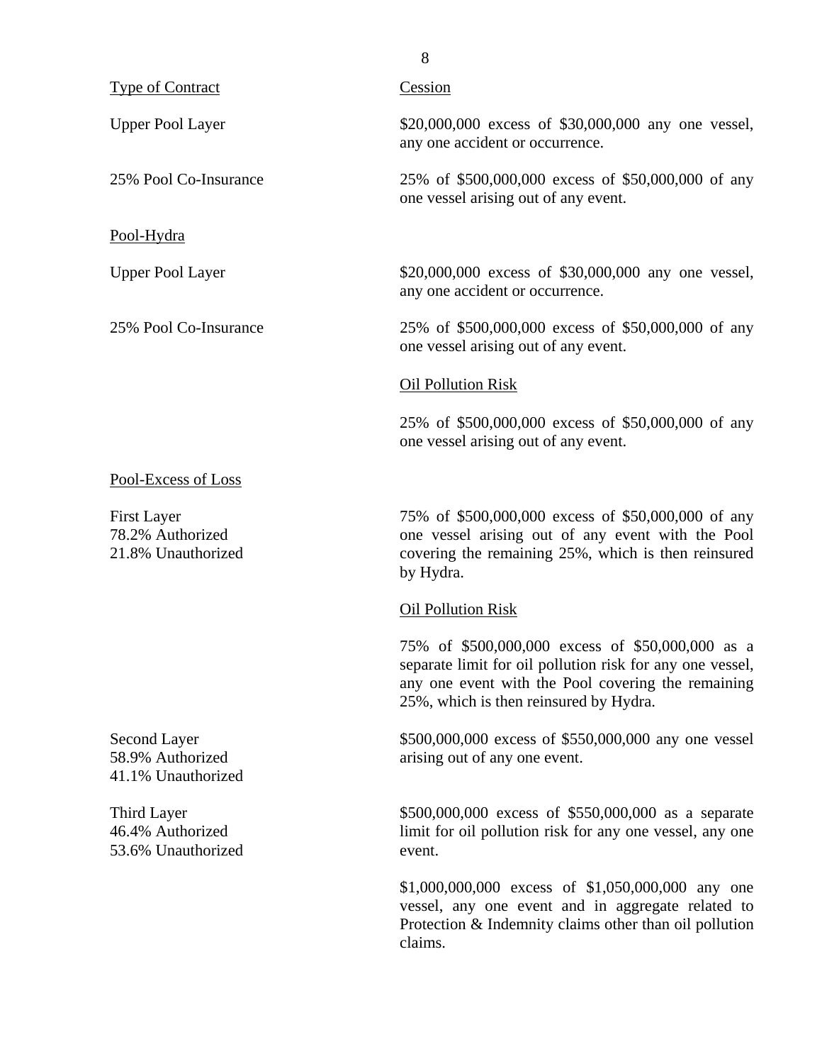| Type of Contract | Cession |
|---|---|
| Upper Pool Layer | $20,000,000 excess of $30,000,000 any one vessel, any one accident or occurrence. |
| 25% Pool Co-Insurance | 25% of $500,000,000 excess of $50,000,000 of any one vessel arising out of any event. |
| Pool-Hydra | |
| Upper Pool Layer | $20,000,000 excess of $30,000,000 any one vessel, any one accident or occurrence. |
| 25% Pool Co-Insurance | 25% of $500,000,000 excess of $50,000,000 of any one vessel arising out of any event. |
| | Oil Pollution Risk |
| | 25% of $500,000,000 excess of $50,000,000 of any one vessel arising out of any event. |
| Pool-Excess of Loss | |
| First Layer<br>78.2% Authorized<br>21.8% Unauthorized | 75% of $500,000,000 excess of $50,000,000 of any one vessel arising out of any event with the Pool covering the remaining 25%, which is then reinsured by Hydra. |
| | Oil Pollution Risk |
| | 75% of $500,000,000 excess of $50,000,000 as a separate limit for oil pollution risk for any one vessel, any one event with the Pool covering the remaining 25%, which is then reinsured by Hydra. |
| Second Layer<br>58.9% Authorized<br>41.1% Unauthorized | $500,000,000 excess of $550,000,000 any one vessel arising out of any one event. |
| Third Layer<br>46.4% Authorized<br>53.6% Unauthorized | $500,000,000 excess of $550,000,000 as a separate limit for oil pollution risk for any one vessel, any one event. |
| | $1,000,000,000 excess of $1,050,000,000 any one vessel, any one event and in aggregate related to Protection & Indemnity claims other than oil pollution claims. |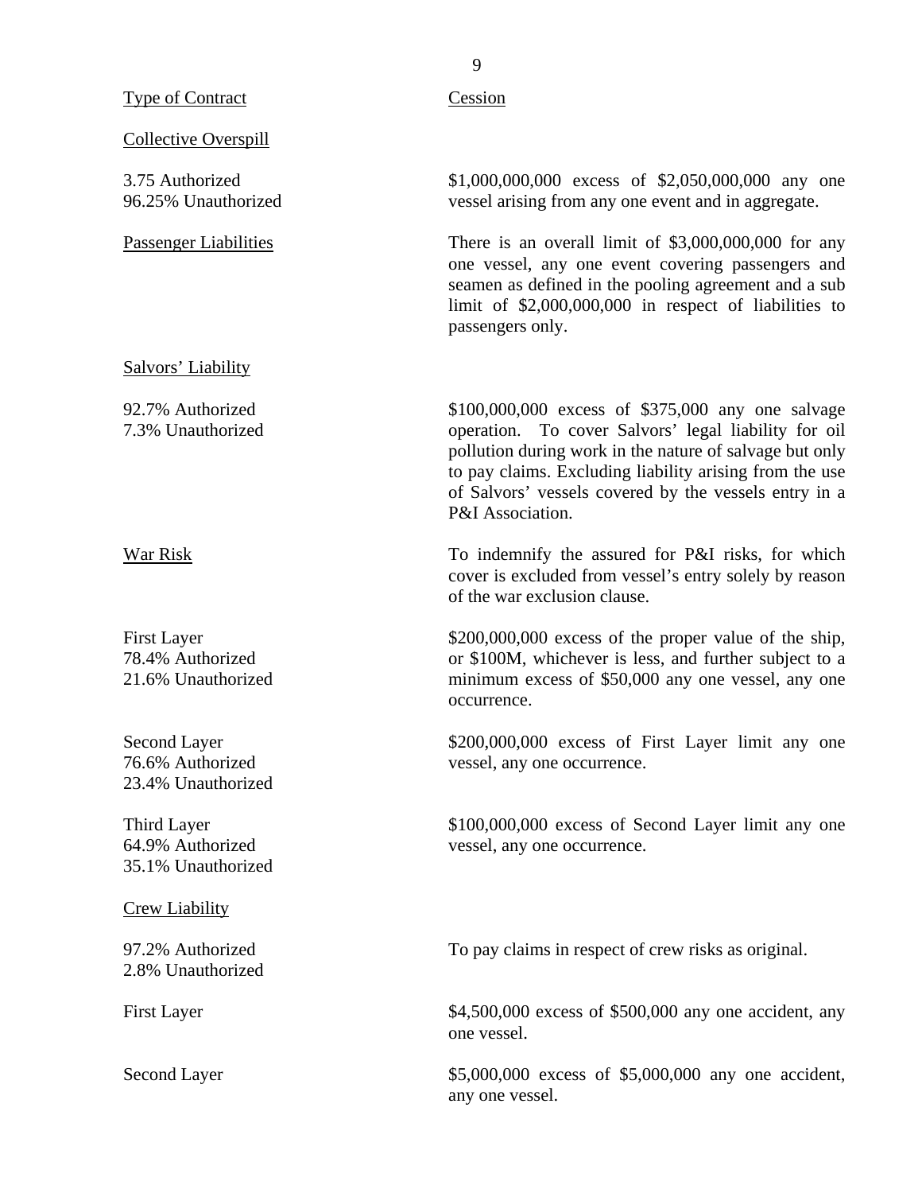| Type of Contract | Cession |
|---|---|
| Collective Overspill | |
| 3.75 Authorized<br>96.25% Unauthorized | $1,000,000,000 excess of $2,050,000,000 any one vessel arising from any one event and in aggregate. |
| Passenger Liabilities | There is an overall limit of $3,000,000,000 for any one vessel, any one event covering passengers and seamen as defined in the pooling agreement and a sub limit of $2,000,000,000 in respect of liabilities to passengers only. |
| Salvors' Liability | |
| 92.7% Authorized<br>7.3% Unauthorized | $100,000,000 excess of $375,000 any one salvage operation. To cover Salvors' legal liability for oil pollution during work in the nature of salvage but only to pay claims. Excluding liability arising from the use of Salvors' vessels covered by the vessels entry in a P&I Association. |
| War Risk | To indemnify the assured for P&I risks, for which cover is excluded from vessel's entry solely by reason of the war exclusion clause. |
| First Layer<br>78.4% Authorized<br>21.6% Unauthorized | $200,000,000 excess of the proper value of the ship, or $100M, whichever is less, and further subject to a minimum excess of $50,000 any one vessel, any one occurrence. |
| Second Layer<br>76.6% Authorized<br>23.4% Unauthorized | $200,000,000 excess of First Layer limit any one vessel, any one occurrence. |
| Third Layer<br>64.9% Authorized<br>35.1% Unauthorized | $100,000,000 excess of Second Layer limit any one vessel, any one occurrence. |
| Crew Liability | |
| 97.2% Authorized<br>2.8% Unauthorized | To pay claims in respect of crew risks as original. |
| First Layer | $4,500,000 excess of $500,000 any one accident, any one vessel. |
| Second Layer | $5,000,000 excess of $5,000,000 any one accident, any one vessel. |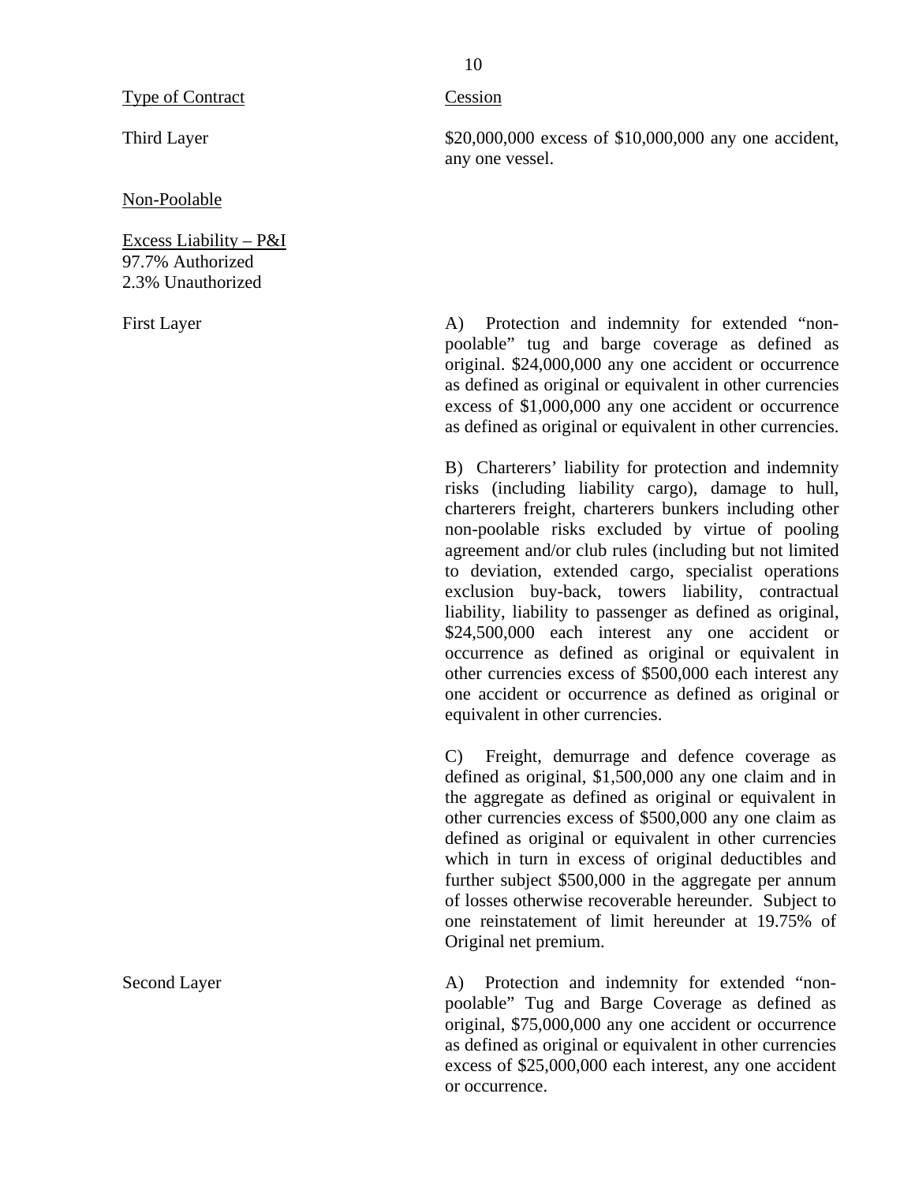| Type of Contract | Cession |
|---|---|
| Third Layer | $20,000,000 excess of $10,000,000 any one accident, any one vessel. |
| Non-Poolable | |
| Excess Liability – P&I<br>97.7% Authorized<br>2.3% Unauthorized | |
| First Layer | A) Protection and indemnity for extended “non-poolable” tug and barge coverage as defined as original. $24,000,000 any one accident or occurrence as defined as original or equivalent in other currencies excess of $1,000,000 any one accident or occurrence as defined as original or equivalent in other currencies. |
| | B) Charterers’ liability for protection and indemnity risks (including liability cargo), damage to hull, charterers freight, charterers bunkers including other non-poolable risks excluded by virtue of pooling agreement and/or club rules (including but not limited to deviation, extended cargo, specialist operations exclusion buy-back, towers liability, contractual liability, liability to passenger as defined as original, $24,500,000 each interest any one accident or occurrence as defined as original or equivalent in other currencies excess of $500,000 each interest any one accident or occurrence as defined as original or equivalent in other currencies. |
| | C) Freight, demurrage and defence coverage as defined as original, $1,500,000 any one claim and in the aggregate as defined as original or equivalent in other currencies excess of $500,000 any one claim as defined as original or equivalent in other currencies which in turn in excess of original deductibles and further subject $500,000 in the aggregate per annum of losses otherwise recoverable hereunder. Subject to one reinstatement of limit hereunder at 19.75% of Original net premium. |
| Second Layer | A) Protection and indemnity for extended “non-poolable” Tug and Barge Coverage as defined as original, $75,000,000 any one accident or occurrence as defined as original or equivalent in other currencies excess of $25,000,000 each interest, any one accident or occurrence. |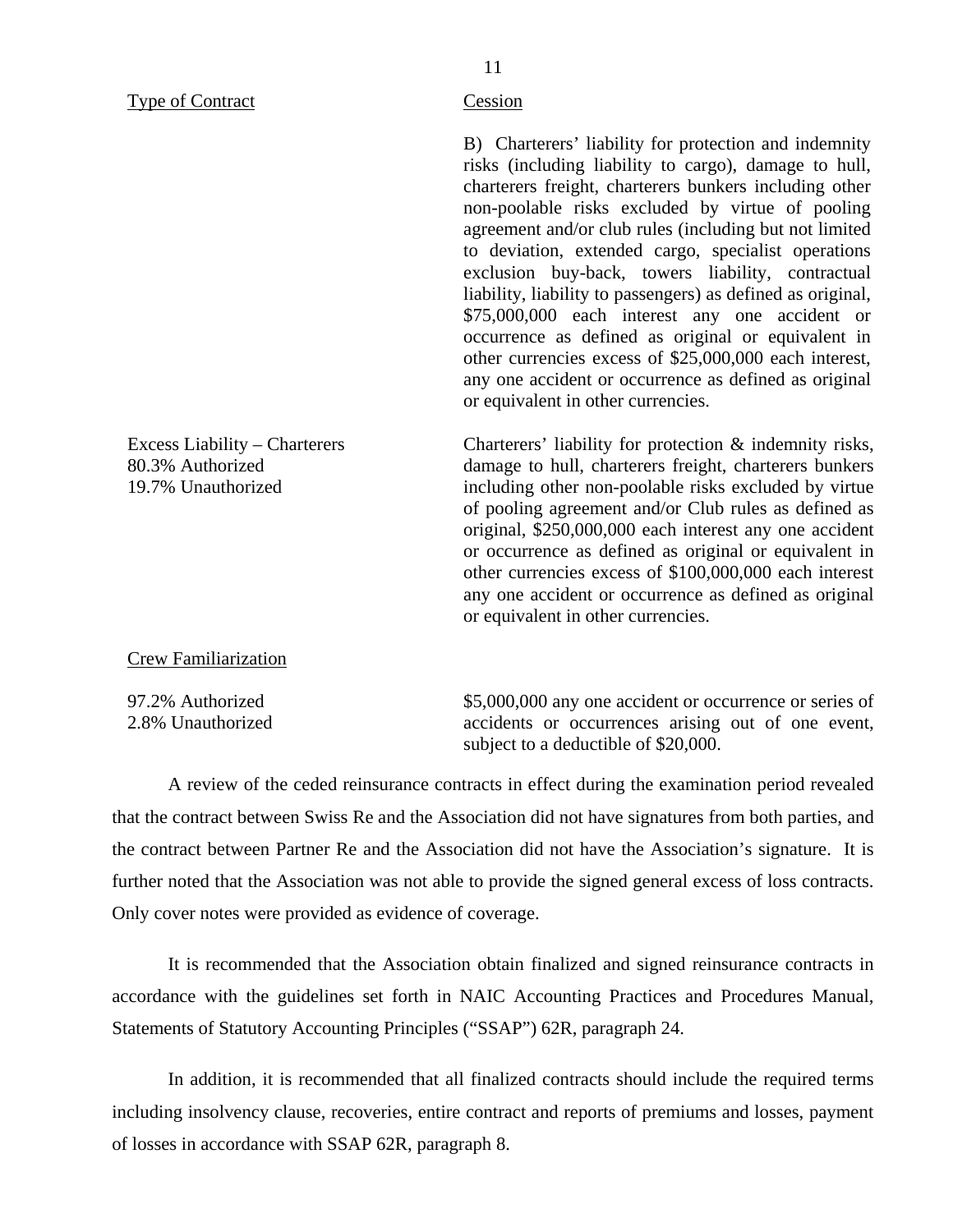| Type of Contract | Cession |
|---|---|
| | B) Charterers' liability for protection and indemnity risks (including liability to cargo), damage to hull, charterers freight, charterers bunkers including other non-poolable risks excluded by virtue of pooling agreement and/or club rules (including but not limited to deviation, extended cargo, specialist operations exclusion buy-back, towers liability, contractual liability, liability to passengers) as defined as original, \$75,000,000 each interest any one accident or occurrence as defined as original or equivalent in other currencies excess of \$25,000,000 each interest, any one accident or occurrence as defined as original or equivalent in other currencies. |
| Excess Liability – Charterers<br>80.3% Authorized<br>19.7% Unauthorized | Charterers' liability for protection & indemnity risks, damage to hull, charterers freight, charterers bunkers including other non-poolable risks excluded by virtue of pooling agreement and/or Club rules as defined as original, \$250,000,000 each interest any one accident or occurrence as defined as original or equivalent in other currencies excess of \$100,000,000 each interest any one accident or occurrence as defined as original or equivalent in other currencies. |
| <u>Crew Familiarization</u> | |
| 97.2% Authorized<br>2.8% Unauthorized | \$5,000,000 any one accident or occurrence or series of accidents or occurrences arising out of one event, subject to a deductible of \$20,000. |

A review of the ceded reinsurance contracts in effect during the examination period revealed that the contract between Swiss Re and the Association did not have signatures from both parties, and the contract between Partner Re and the Association did not have the Association's signature. It is further noted that the Association was not able to provide the signed general excess of loss contracts. Only cover notes were provided as evidence of coverage.

It is recommended that the Association obtain finalized and signed reinsurance contracts in accordance with the guidelines set forth in NAIC Accounting Practices and Procedures Manual, Statements of Statutory Accounting Principles ("SSAP") 62R, paragraph 24.

In addition, it is recommended that all finalized contracts should include the required terms including insolvency clause, recoveries, entire contract and reports of premiums and losses, payment of losses in accordance with SSAP 62R, paragraph 8.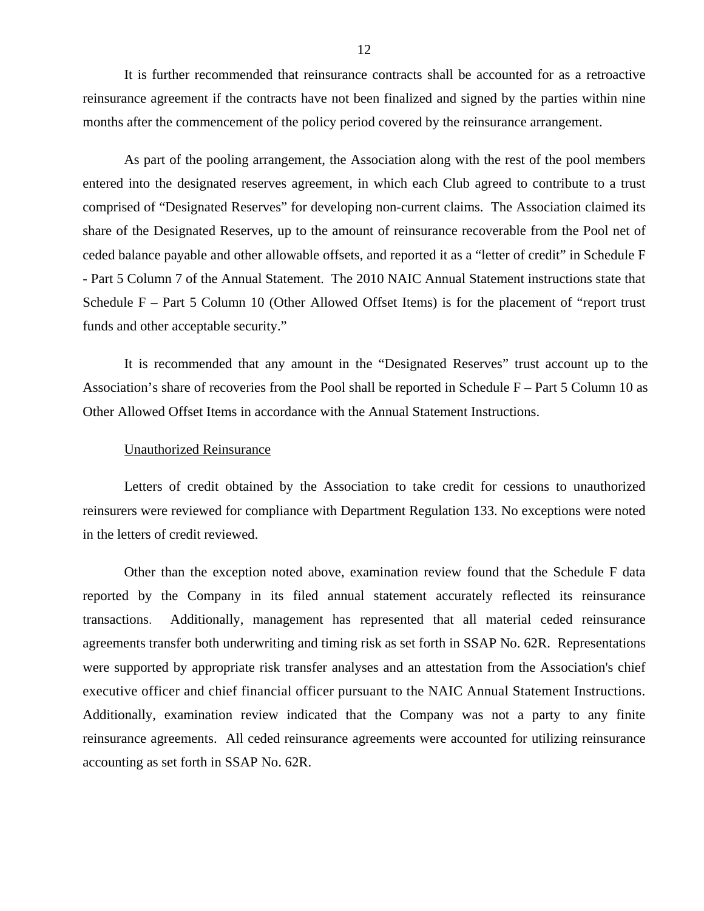It is further recommended that reinsurance contracts shall be accounted for as a retroactive reinsurance agreement if the contracts have not been finalized and signed by the parties within nine months after the commencement of the policy period covered by the reinsurance arrangement.

As part of the pooling arrangement, the Association along with the rest of the pool members entered into the designated reserves agreement, in which each Club agreed to contribute to a trust comprised of "Designated Reserves" for developing non-current claims. The Association claimed its share of the Designated Reserves, up to the amount of reinsurance recoverable from the Pool net of ceded balance payable and other allowable offsets, and reported it as a "letter of credit" in Schedule F - Part 5 Column 7 of the Annual Statement. The 2010 NAIC Annual Statement instructions state that Schedule F – Part 5 Column 10 (Other Allowed Offset Items) is for the placement of "report trust funds and other acceptable security."

It is recommended that any amount in the "Designated Reserves" trust account up to the Association's share of recoveries from the Pool shall be reported in Schedule F – Part 5 Column 10 as Other Allowed Offset Items in accordance with the Annual Statement Instructions.

Unauthorized Reinsurance

Letters of credit obtained by the Association to take credit for cessions to unauthorized reinsurers were reviewed for compliance with Department Regulation 133. No exceptions were noted in the letters of credit reviewed.

Other than the exception noted above, examination review found that the Schedule F data reported by the Company in its filed annual statement accurately reflected its reinsurance transactions. Additionally, management has represented that all material ceded reinsurance agreements transfer both underwriting and timing risk as set forth in SSAP No. 62R. Representations were supported by appropriate risk transfer analyses and an attestation from the Association's chief executive officer and chief financial officer pursuant to the NAIC Annual Statement Instructions. Additionally, examination review indicated that the Company was not a party to any finite reinsurance agreements. All ceded reinsurance agreements were accounted for utilizing reinsurance accounting as set forth in SSAP No. 62R.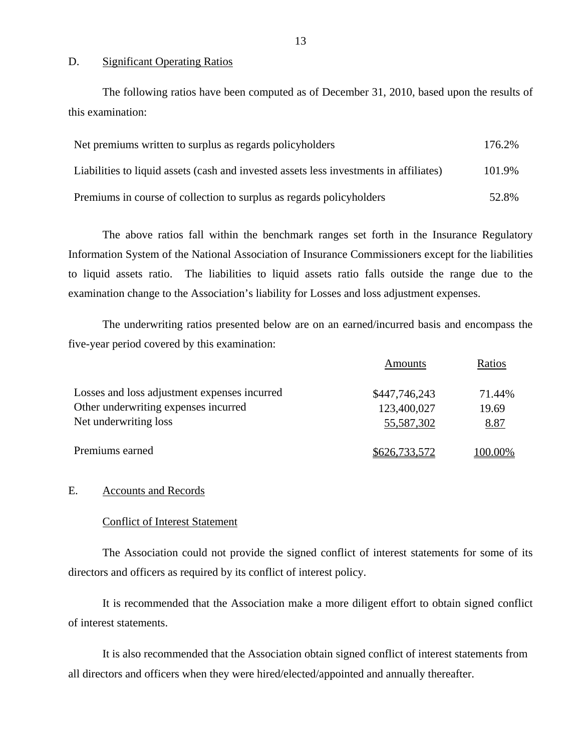## D. Significant Operating Ratios

The following ratios have been computed as of December 31, 2010, based upon the results of this examination:

| | |
|---|---|
| Net premiums written to surplus as regards policyholders | 176.2% |
| Liabilities to liquid assets (cash and invested assets less investments in affiliates) | 101.9% |
| Premiums in course of collection to surplus as regards policyholders | 52.8% |

The above ratios fall within the benchmark ranges set forth in the Insurance Regulatory Information System of the National Association of Insurance Commissioners except for the liabilities to liquid assets ratio. The liabilities to liquid assets ratio falls outside the range due to the examination change to the Association's liability for Losses and loss adjustment expenses.

The underwriting ratios presented below are on an earned/incurred basis and encompass the five-year period covered by this examination:

| | Amounts | Ratios |
|---|---|---|
| Losses and loss adjustment expenses incurred | $447,746,243 | 71.44% |
| Other underwriting expenses incurred | 123,400,027 | 19.69 |
| Net underwriting loss | 55,587,302 | 8.87 |
| Premiums earned | $626,733,572 | 100.00% |

## E. Accounts and Records

### Conflict of Interest Statement

The Association could not provide the signed conflict of interest statements for some of its directors and officers as required by its conflict of interest policy.

It is recommended that the Association make a more diligent effort to obtain signed conflict of interest statements.

It is also recommended that the Association obtain signed conflict of interest statements from all directors and officers when they were hired/elected/appointed and annually thereafter.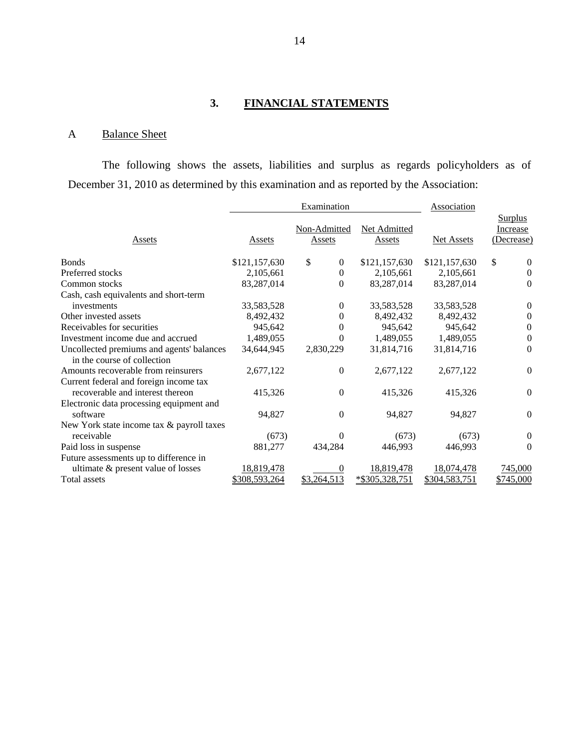## 3. FINANCIAL STATEMENTS

### A Balance Sheet

The following shows the assets, liabilities and surplus as regards policyholders as of December 31, 2010 as determined by this examination and as reported by the Association:

| | Examination | | | Association | |
|---|---|---|---|---|---|
| Assets | Assets | Non-Admitted Assets | Net Admitted Assets | Net Assets | Surplus Increase (Decrease) |
| Bonds | $121,157,630 | $ 0 | $121,157,630 | $121,157,630 | $ 0 |
| Preferred stocks | 2,105,661 | 0 | 2,105,661 | 2,105,661 | 0 |
| Common stocks | 83,287,014 | 0 | 83,287,014 | 83,287,014 | 0 |
| Cash, cash equivalents and short-term investments | 33,583,528 | 0 | 33,583,528 | 33,583,528 | 0 |
| Other invested assets | 8,492,432 | 0 | 8,492,432 | 8,492,432 | 0 |
| Receivables for securities | 945,642 | 0 | 945,642 | 945,642 | 0 |
| Investment income due and accrued | 1,489,055 | 0 | 1,489,055 | 1,489,055 | 0 |
| Uncollected premiums and agents' balances in the course of collection | 34,644,945 | 2,830,229 | 31,814,716 | 31,814,716 | 0 |
| Amounts recoverable from reinsurers | 2,677,122 | 0 | 2,677,122 | 2,677,122 | 0 |
| Current federal and foreign income tax recoverable and interest thereon | 415,326 | 0 | 415,326 | 415,326 | 0 |
| Electronic data processing equipment and software | 94,827 | 0 | 94,827 | 94,827 | 0 |
| New York state income tax & payroll taxes receivable | (673) | 0 | (673) | (673) | 0 |
| Paid loss in suspense | 881,277 | 434,284 | 446,993 | 446,993 | 0 |
| Future assessments up to difference in ultimate & present value of losses | 18,819,478 | 0 | 18,819,478 | 18,074,478 | 745,000 |
| Total assets | $308,593,264 | $3,264,513 | *$305,328,751 | $304,583,751 | $745,000 |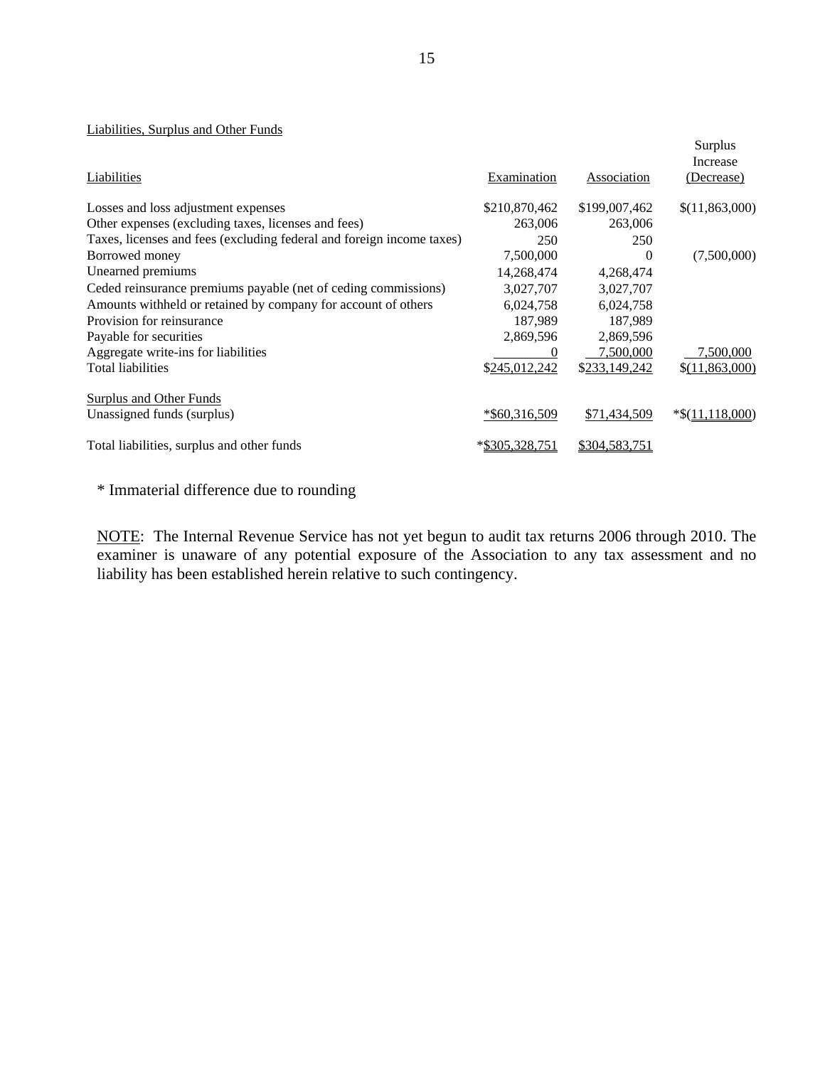Liabilities, Surplus and Other Funds

| Liabilities | Examination | Association | Surplus Increase (Decrease) |
|---|---|---|---|
| Losses and loss adjustment expenses | $210,870,462 | $199,007,462 | $(11,863,000) |
| Other expenses (excluding taxes, licenses and fees) | 263,006 | 263,006 | |
| Taxes, licenses and fees (excluding federal and foreign income taxes) | 250 | 250 | |
| Borrowed money | 7,500,000 | 0 | (7,500,000) |
| Unearned premiums | 14,268,474 | 4,268,474 | |
| Ceded reinsurance premiums payable (net of ceding commissions) | 3,027,707 | 3,027,707 | |
| Amounts withheld or retained by company for account of others | 6,024,758 | 6,024,758 | |
| Provision for reinsurance | 187,989 | 187,989 | |
| Payable for securities | 2,869,596 | 2,869,596 | |
| Aggregate write-ins for liabilities | 0 | 7,500,000 | 7,500,000 |
| Total liabilities | $245,012,242 | $233,149,242 | $(11,863,000) |
| **Surplus and Other Funds** | | | |
| Unassigned funds (surplus) | *$60,316,509 | $71,434,509 | *$(11,118,000) |
| Total liabilities, surplus and other funds | *$305,328,751 | $304,583,751 | |

\* Immaterial difference due to rounding

NOTE: The Internal Revenue Service has not yet begun to audit tax returns 2006 through 2010. The examiner is unaware of any potential exposure of the Association to any tax assessment and no liability has been established herein relative to such contingency.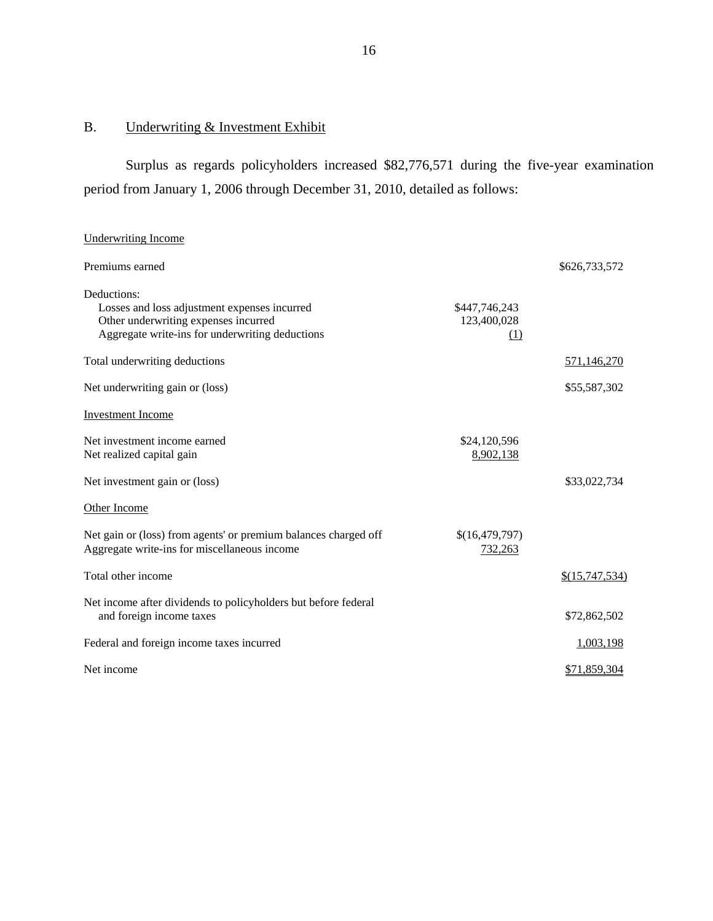## B. Underwriting & Investment Exhibit

Surplus as regards policyholders increased $82,776,571 during the five-year examination period from January 1, 2006 through December 31, 2010, detailed as follows:

| | | |
|---|---|---|
| Underwriting Income | | |
| Premiums earned | | $626,733,572 |
| Deductions: | | |
| Losses and loss adjustment expenses incurred | $447,746,243 | |
| Other underwriting expenses incurred | 123,400,028 | |
| Aggregate write-ins for underwriting deductions | (1) | |
| Total underwriting deductions | | 571,146,270 |
| Net underwriting gain or (loss) | | $55,587,302 |
| Investment Income | | |
| Net investment income earned | $24,120,596 | |
| Net realized capital gain | 8,902,138 | |
| Net investment gain or (loss) | | $33,022,734 |
| Other Income | | |
| Net gain or (loss) from agents' or premium balances charged off | $(16,479,797) | |
| Aggregate write-ins for miscellaneous income | 732,263 | |
| Total other income | | $(15,747,534) |
| Net income after dividends to policyholders but before federal and foreign income taxes | | $72,862,502 |
| Federal and foreign income taxes incurred | | 1,003,198 |
| Net income | | $71,859,304 |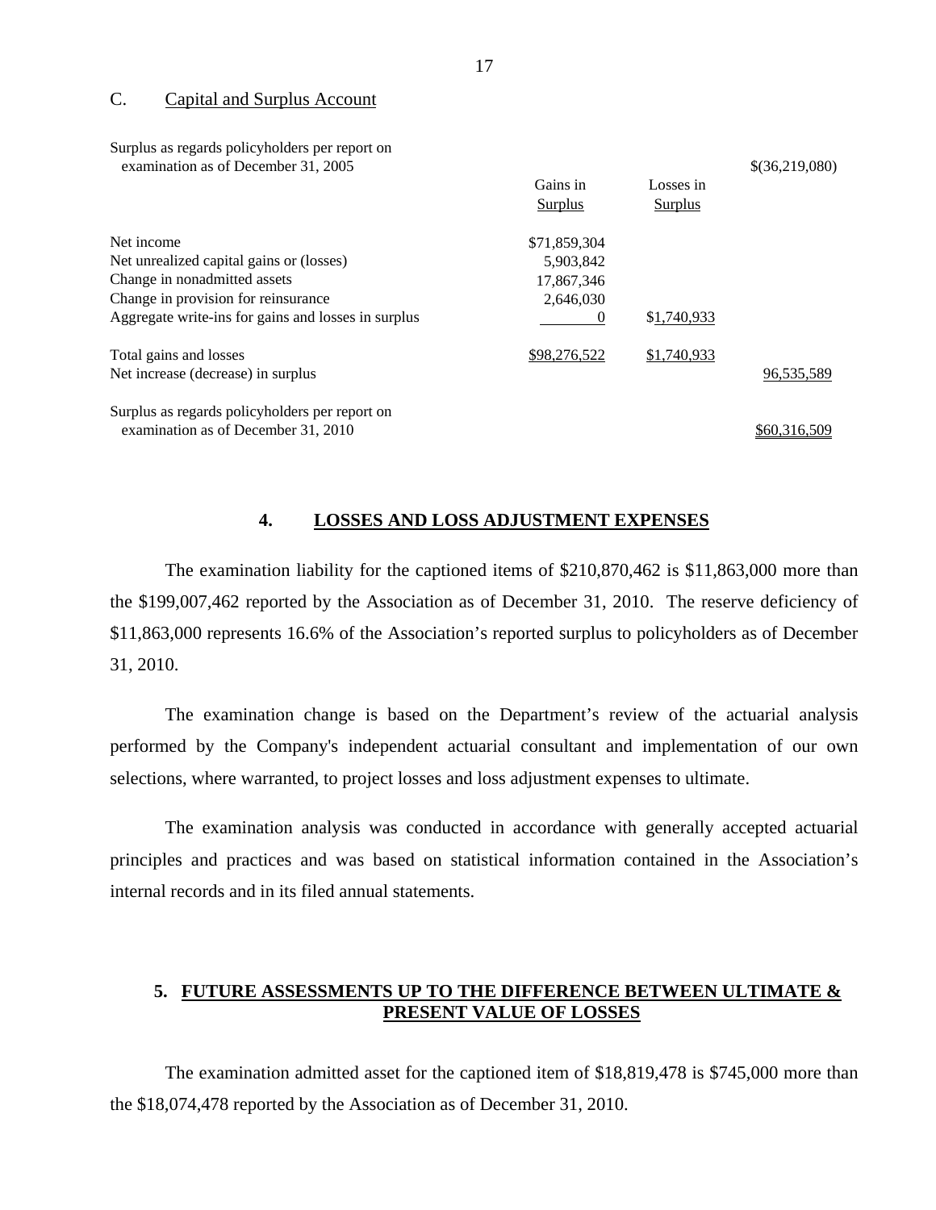### C. Capital and Surplus Account

| | Gains in Surplus | Losses in Surplus | |
|---|---|---|---|
| Surplus as regards policyholders per report on examination as of December 31, 2005 | | | $(36,219,080) |
| Net income | $71,859,304 | | |
| Net unrealized capital gains or (losses) | 5,903,842 | | |
| Change in nonadmitted assets | 17,867,346 | | |
| Change in provision for reinsurance | 2,646,030 | | |
| Aggregate write-ins for gains and losses in surplus | 0 | $1,740,933 | |
| Total gains and losses | $98,276,522 | $1,740,933 | |
| Net increase (decrease) in surplus | | | 96,535,589 |
| Surplus as regards policyholders per report on examination as of December 31, 2010 | | | $60,316,509 |

## 4. LOSSES AND LOSS ADJUSTMENT EXPENSES

The examination liability for the captioned items of $210,870,462 is $11,863,000 more than the $199,007,462 reported by the Association as of December 31, 2010. The reserve deficiency of $11,863,000 represents 16.6% of the Association's reported surplus to policyholders as of December 31, 2010.

The examination change is based on the Department's review of the actuarial analysis performed by the Company's independent actuarial consultant and implementation of our own selections, where warranted, to project losses and loss adjustment expenses to ultimate.

The examination analysis was conducted in accordance with generally accepted actuarial principles and practices and was based on statistical information contained in the Association's internal records and in its filed annual statements.

## 5. FUTURE ASSESSMENTS UP TO THE DIFFERENCE BETWEEN ULTIMATE & PRESENT VALUE OF LOSSES

The examination admitted asset for the captioned item of $18,819,478 is $745,000 more than the $18,074,478 reported by the Association as of December 31, 2010.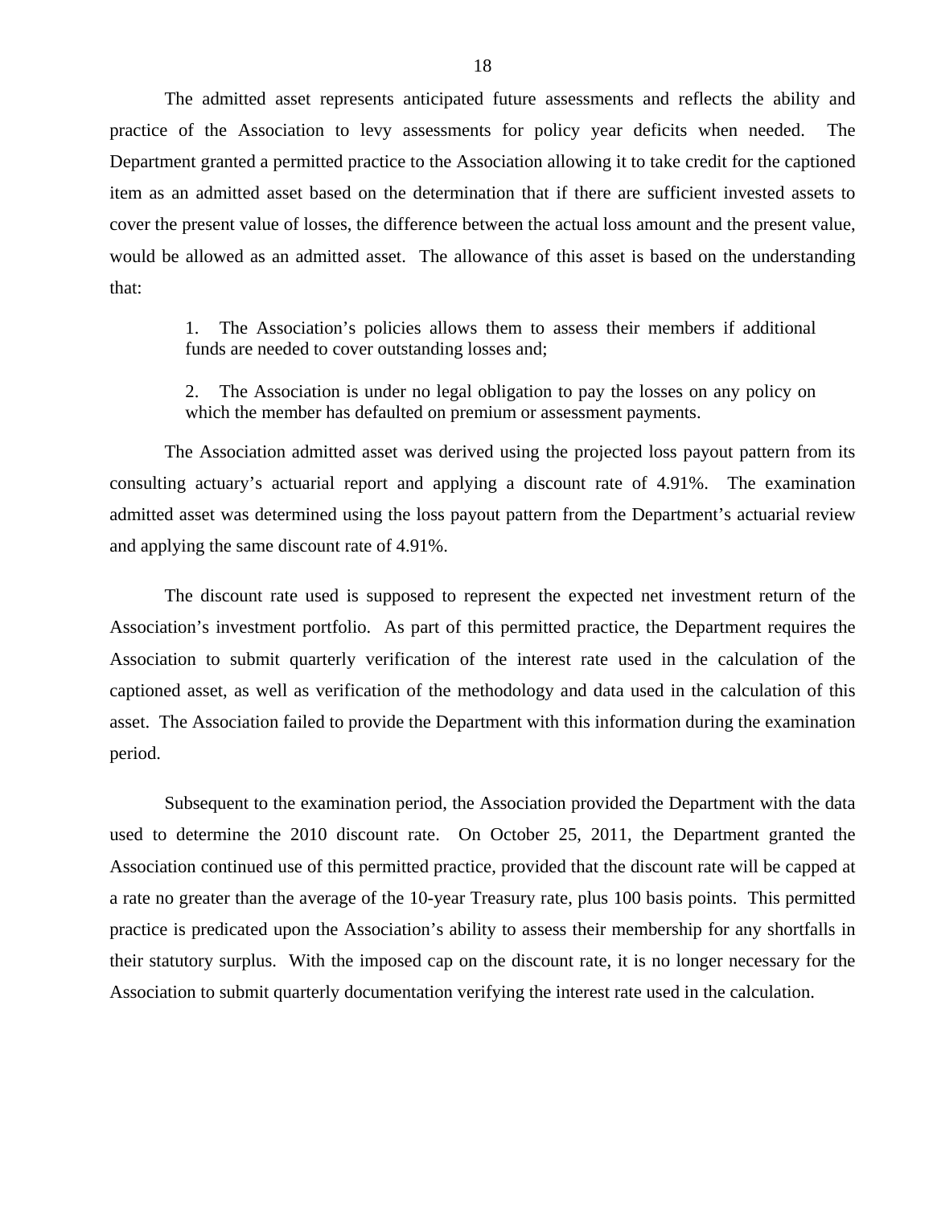The admitted asset represents anticipated future assessments and reflects the ability and practice of the Association to levy assessments for policy year deficits when needed. The Department granted a permitted practice to the Association allowing it to take credit for the captioned item as an admitted asset based on the determination that if there are sufficient invested assets to cover the present value of losses, the difference between the actual loss amount and the present value, would be allowed as an admitted asset. The allowance of this asset is based on the understanding that:

1. The Association's policies allows them to assess their members if additional funds are needed to cover outstanding losses and;

2. The Association is under no legal obligation to pay the losses on any policy on which the member has defaulted on premium or assessment payments.

The Association admitted asset was derived using the projected loss payout pattern from its consulting actuary's actuarial report and applying a discount rate of 4.91%. The examination admitted asset was determined using the loss payout pattern from the Department's actuarial review and applying the same discount rate of 4.91%.

The discount rate used is supposed to represent the expected net investment return of the Association's investment portfolio. As part of this permitted practice, the Department requires the Association to submit quarterly verification of the interest rate used in the calculation of the captioned asset, as well as verification of the methodology and data used in the calculation of this asset. The Association failed to provide the Department with this information during the examination period.

Subsequent to the examination period, the Association provided the Department with the data used to determine the 2010 discount rate. On October 25, 2011, the Department granted the Association continued use of this permitted practice, provided that the discount rate will be capped at a rate no greater than the average of the 10-year Treasury rate, plus 100 basis points. This permitted practice is predicated upon the Association's ability to assess their membership for any shortfalls in their statutory surplus. With the imposed cap on the discount rate, it is no longer necessary for the Association to submit quarterly documentation verifying the interest rate used in the calculation.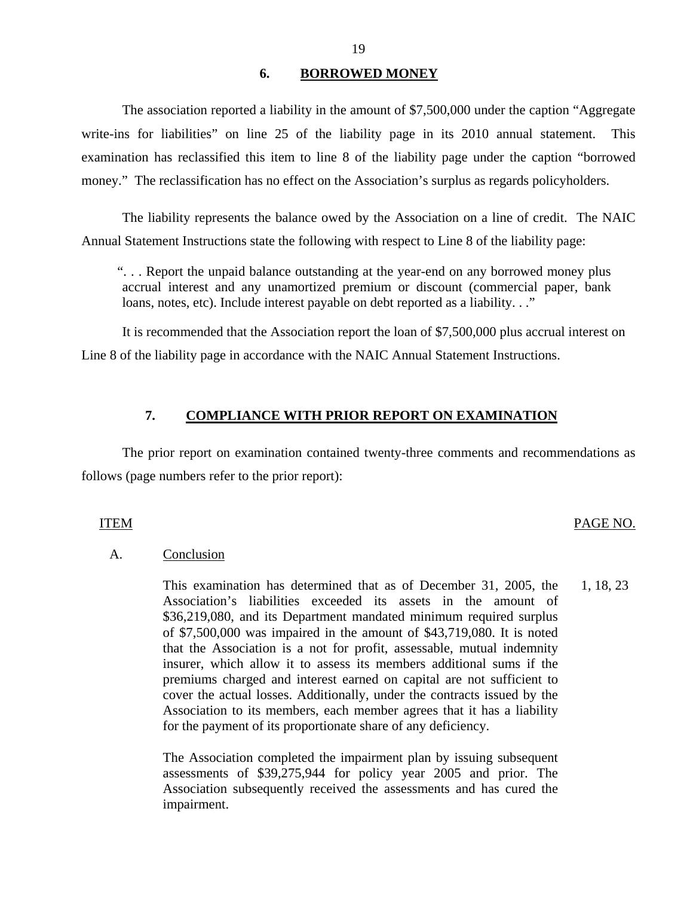## 6. BORROWED MONEY

The association reported a liability in the amount of $7,500,000 under the caption "Aggregate write-ins for liabilities" on line 25 of the liability page in its 2010 annual statement. This examination has reclassified this item to line 8 of the liability page under the caption "borrowed money." The reclassification has no effect on the Association's surplus as regards policyholders.

The liability represents the balance owed by the Association on a line of credit. The NAIC Annual Statement Instructions state the following with respect to Line 8 of the liability page:

> ". . . Report the unpaid balance outstanding at the year-end on any borrowed money plus accrual interest and any unamortized premium or discount (commercial paper, bank loans, notes, etc). Include interest payable on debt reported as a liability. . ."

It is recommended that the Association report the loan of $7,500,000 plus accrual interest on Line 8 of the liability page in accordance with the NAIC Annual Statement Instructions.

## 7. COMPLIANCE WITH PRIOR REPORT ON EXAMINATION

The prior report on examination contained twenty-three comments and recommendations as follows (page numbers refer to the prior report):

| ITEM | | PAGE NO. |
|---|---|---|
| A. | Conclusion | |
| | This examination has determined that as of December 31, 2005, the Association's liabilities exceeded its assets in the amount of $36,219,080, and its Department mandated minimum required surplus of $7,500,000 was impaired in the amount of $43,719,080. It is noted that the Association is a not for profit, assessable, mutual indemnity insurer, which allow it to assess its members additional sums if the premiums charged and interest earned on capital are not sufficient to cover the actual losses. Additionally, under the contracts issued by the Association to its members, each member agrees that it has a liability for the payment of its proportionate share of any deficiency. | 1, 18, 23 |
| | The Association completed the impairment plan by issuing subsequent assessments of $39,275,944 for policy year 2005 and prior. The Association subsequently received the assessments and has cured the impairment. | |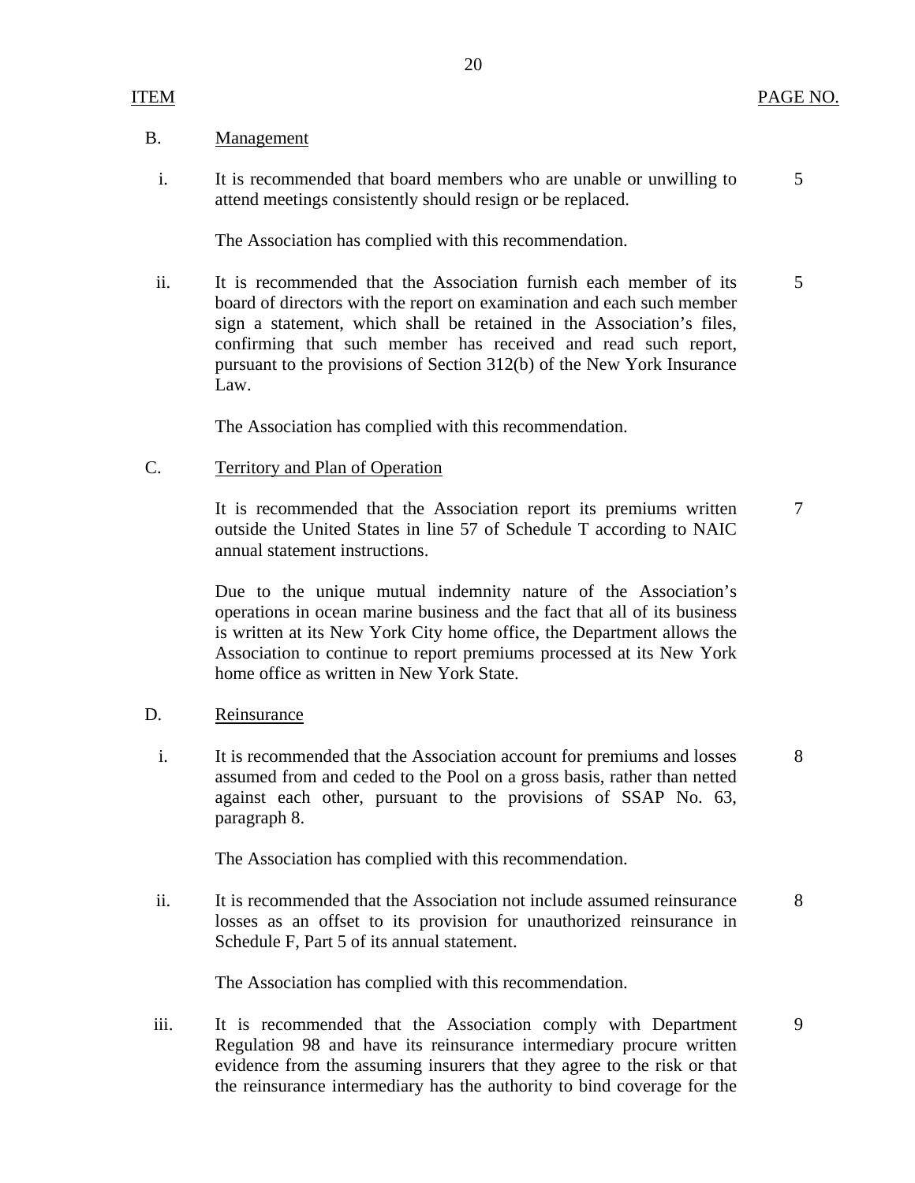| ITEM | | PAGE NO. |
|---|---|---|
| B. | Management | |
| i. | It is recommended that board members who are unable or unwilling to attend meetings consistently should resign or be replaced. | 5 |
| | The Association has complied with this recommendation. | |
| ii. | It is recommended that the Association furnish each member of its board of directors with the report on examination and each such member sign a statement, which shall be retained in the Association's files, confirming that such member has received and read such report, pursuant to the provisions of Section 312(b) of the New York Insurance Law. | 5 |
| | The Association has complied with this recommendation. | |
| C. | Territory and Plan of Operation | |
| | It is recommended that the Association report its premiums written outside the United States in line 57 of Schedule T according to NAIC annual statement instructions. | 7 |
| | Due to the unique mutual indemnity nature of the Association's operations in ocean marine business and the fact that all of its business is written at its New York City home office, the Department allows the Association to continue to report premiums processed at its New York home office as written in New York State. | |
| D. | Reinsurance | |
| i. | It is recommended that the Association account for premiums and losses assumed from and ceded to the Pool on a gross basis, rather than netted against each other, pursuant to the provisions of SSAP No. 63, paragraph 8. | 8 |
| | The Association has complied with this recommendation. | |
| ii. | It is recommended that the Association not include assumed reinsurance losses as an offset to its provision for unauthorized reinsurance in Schedule F, Part 5 of its annual statement. | 8 |
| | The Association has complied with this recommendation. | |
| iii. | It is recommended that the Association comply with Department Regulation 98 and have its reinsurance intermediary procure written evidence from the assuming insurers that they agree to the risk or that the reinsurance intermediary has the authority to bind coverage for the | 9 |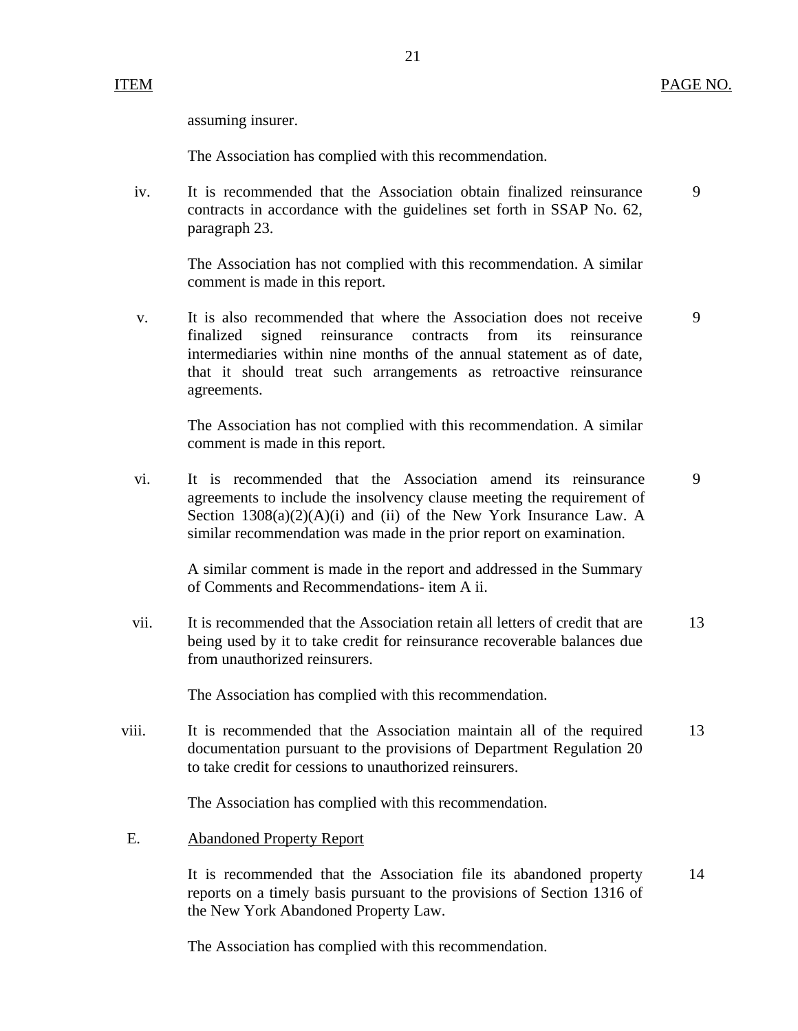| ITEM | | PAGE NO. |
|---|---|---|
| | assuming insurer. | |
| | The Association has complied with this recommendation. | |
| iv. | It is recommended that the Association obtain finalized reinsurance contracts in accordance with the guidelines set forth in SSAP No. 62, paragraph 23. | 9 |
| | The Association has not complied with this recommendation. A similar comment is made in this report. | |
| v. | It is also recommended that where the Association does not receive finalized signed reinsurance contracts from its reinsurance intermediaries within nine months of the annual statement as of date, that it should treat such arrangements as retroactive reinsurance agreements. | 9 |
| | The Association has not complied with this recommendation. A similar comment is made in this report. | |
| vi. | It is recommended that the Association amend its reinsurance agreements to include the insolvency clause meeting the requirement of Section 1308(a)(2)(A)(i) and (ii) of the New York Insurance Law. A similar recommendation was made in the prior report on examination. | 9 |
| | A similar comment is made in the report and addressed in the Summary of Comments and Recommendations- item A ii. | |
| vii. | It is recommended that the Association retain all letters of credit that are being used by it to take credit for reinsurance recoverable balances due from unauthorized reinsurers. | 13 |
| | The Association has complied with this recommendation. | |
| viii. | It is recommended that the Association maintain all of the required documentation pursuant to the provisions of Department Regulation 20 to take credit for cessions to unauthorized reinsurers. | 13 |
| | The Association has complied with this recommendation. | |
| E. | <u>Abandoned Property Report</u> | |
| | It is recommended that the Association file its abandoned property reports on a timely basis pursuant to the provisions of Section 1316 of the New York Abandoned Property Law. | 14 |
| | The Association has complied with this recommendation. | |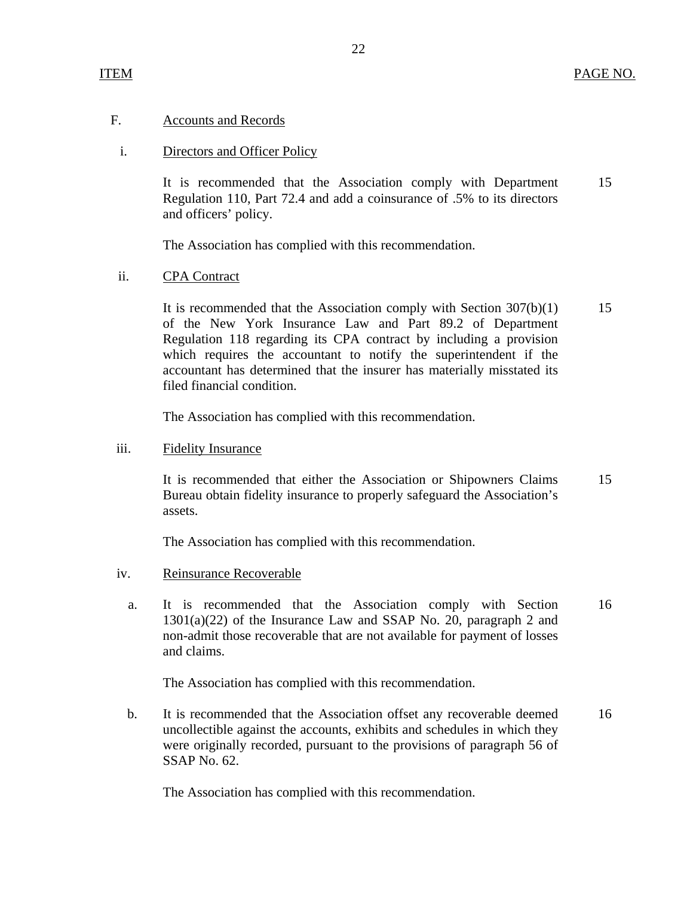| ITEM | | PAGE NO. |
|---|---|---|
| F. | Accounts and Records | |
| i. | Directors and Officer Policy | |
| | It is recommended that the Association comply with Department Regulation 110, Part 72.4 and add a coinsurance of .5% to its directors and officers' policy. | 15 |
| | The Association has complied with this recommendation. | |
| ii. | CPA Contract | |
| | It is recommended that the Association comply with Section 307(b)(1) of the New York Insurance Law and Part 89.2 of Department Regulation 118 regarding its CPA contract by including a provision which requires the accountant to notify the superintendent if the accountant has determined that the insurer has materially misstated its filed financial condition. | 15 |
| | The Association has complied with this recommendation. | |
| iii. | Fidelity Insurance | |
| | It is recommended that either the Association or Shipowners Claims Bureau obtain fidelity insurance to properly safeguard the Association's assets. | 15 |
| | The Association has complied with this recommendation. | |
| iv. | Reinsurance Recoverable | |
| a. | It is recommended that the Association comply with Section 1301(a)(22) of the Insurance Law and SSAP No. 20, paragraph 2 and non-admit those recoverable that are not available for payment of losses and claims. | 16 |
| | The Association has complied with this recommendation. | |
| b. | It is recommended that the Association offset any recoverable deemed uncollectible against the accounts, exhibits and schedules in which they were originally recorded, pursuant to the provisions of paragraph 56 of SSAP No. 62. | 16 |
| | The Association has complied with this recommendation. | |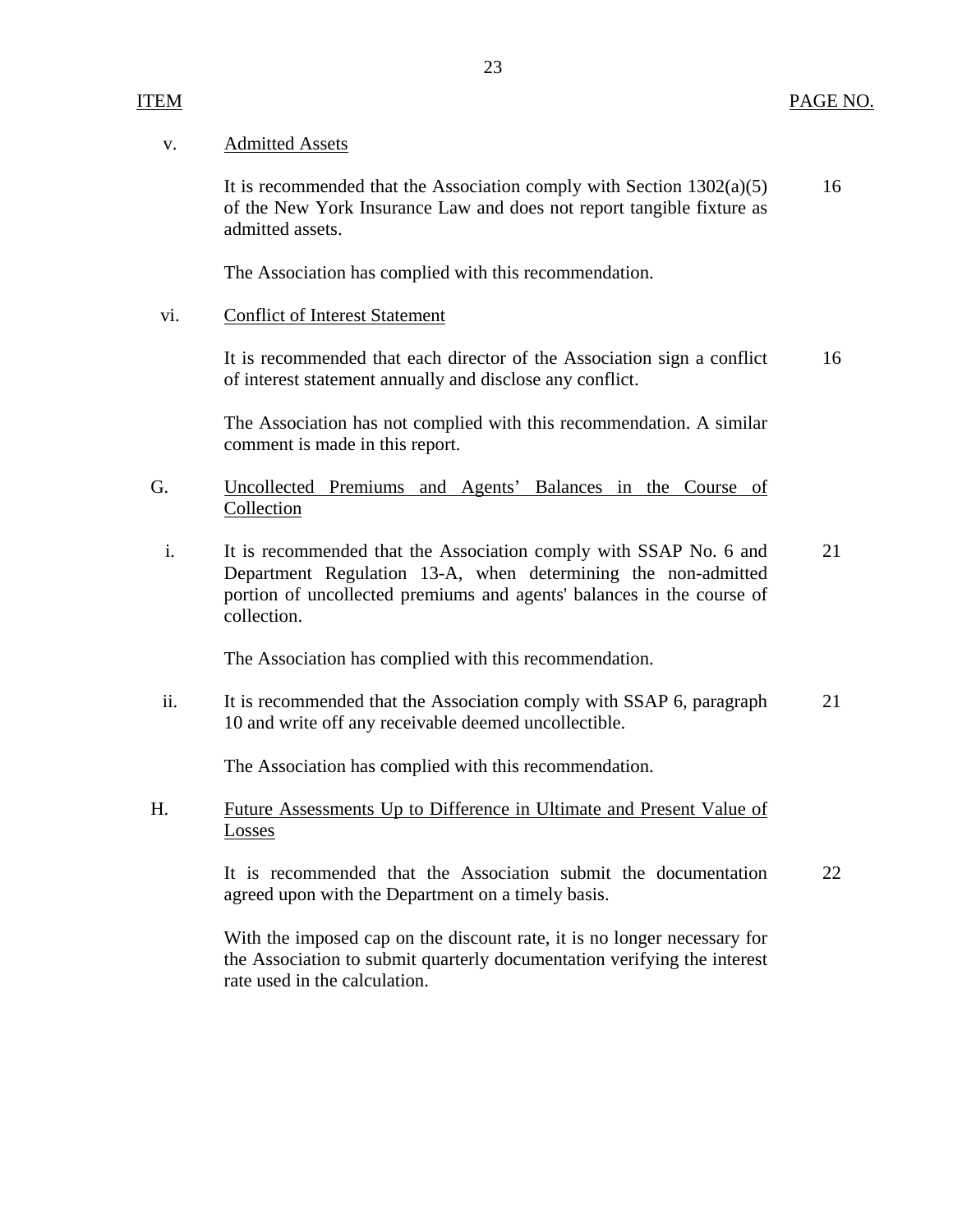| ITEM | | PAGE NO. |
|---|---|---|
| v. | Admitted Assets | |
| | It is recommended that the Association comply with Section 1302(a)(5) of the New York Insurance Law and does not report tangible fixture as admitted assets. | 16 |
| | The Association has complied with this recommendation. | |
| vi. | Conflict of Interest Statement | |
| | It is recommended that each director of the Association sign a conflict of interest statement annually and disclose any conflict. | 16 |
| | The Association has not complied with this recommendation. A similar comment is made in this report. | |
| G. | Uncollected Premiums and Agents' Balances in the Course of Collection | |
| i. | It is recommended that the Association comply with SSAP No. 6 and Department Regulation 13-A, when determining the non-admitted portion of uncollected premiums and agents' balances in the course of collection. | 21 |
| | The Association has complied with this recommendation. | |
| ii. | It is recommended that the Association comply with SSAP 6, paragraph 10 and write off any receivable deemed uncollectible. | 21 |
| | The Association has complied with this recommendation. | |
| H. | Future Assessments Up to Difference in Ultimate and Present Value of Losses | |
| | It is recommended that the Association submit the documentation agreed upon with the Department on a timely basis. | 22 |
| | With the imposed cap on the discount rate, it is no longer necessary for the Association to submit quarterly documentation verifying the interest rate used in the calculation. | |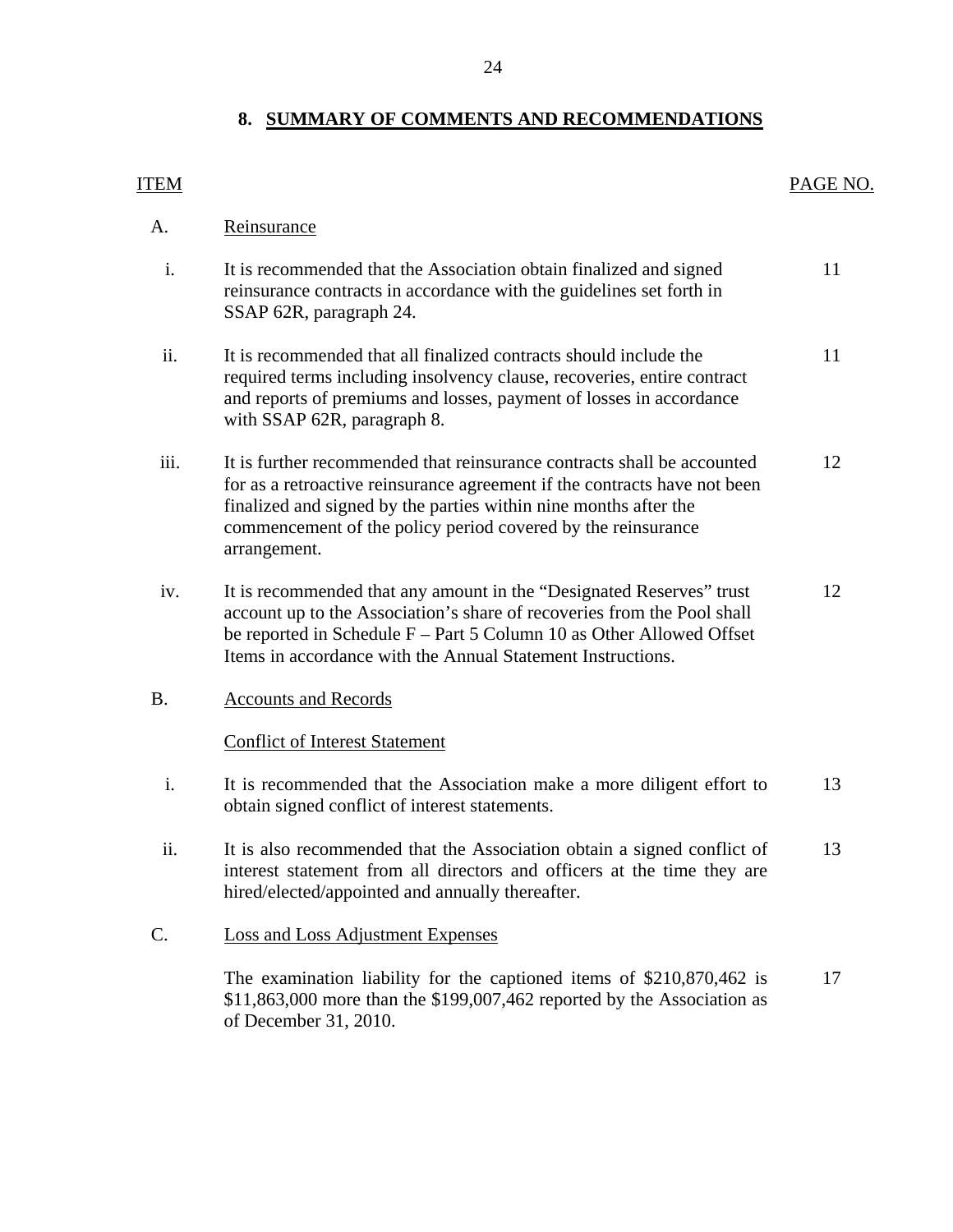## 8. SUMMARY OF COMMENTS AND RECOMMENDATIONS

| ITEM | | PAGE NO. |
|---|---|---|
| A. | Reinsurance | |
| i. | It is recommended that the Association obtain finalized and signed reinsurance contracts in accordance with the guidelines set forth in SSAP 62R, paragraph 24. | 11 |
| ii. | It is recommended that all finalized contracts should include the required terms including insolvency clause, recoveries, entire contract and reports of premiums and losses, payment of losses in accordance with SSAP 62R, paragraph 8. | 11 |
| iii. | It is further recommended that reinsurance contracts shall be accounted for as a retroactive reinsurance agreement if the contracts have not been finalized and signed by the parties within nine months after the commencement of the policy period covered by the reinsurance arrangement. | 12 |
| iv. | It is recommended that any amount in the "Designated Reserves" trust account up to the Association's share of recoveries from the Pool shall be reported in Schedule F – Part 5 Column 10 as Other Allowed Offset Items in accordance with the Annual Statement Instructions. | 12 |
| B. | Accounts and Records | |
| | Conflict of Interest Statement | |
| i. | It is recommended that the Association make a more diligent effort to obtain signed conflict of interest statements. | 13 |
| ii. | It is also recommended that the Association obtain a signed conflict of interest statement from all directors and officers at the time they are hired/elected/appointed and annually thereafter. | 13 |
| C. | Loss and Loss Adjustment Expenses | |
| | The examination liability for the captioned items of $210,870,462 is $11,863,000 more than the $199,007,462 reported by the Association as of December 31, 2010. | 17 |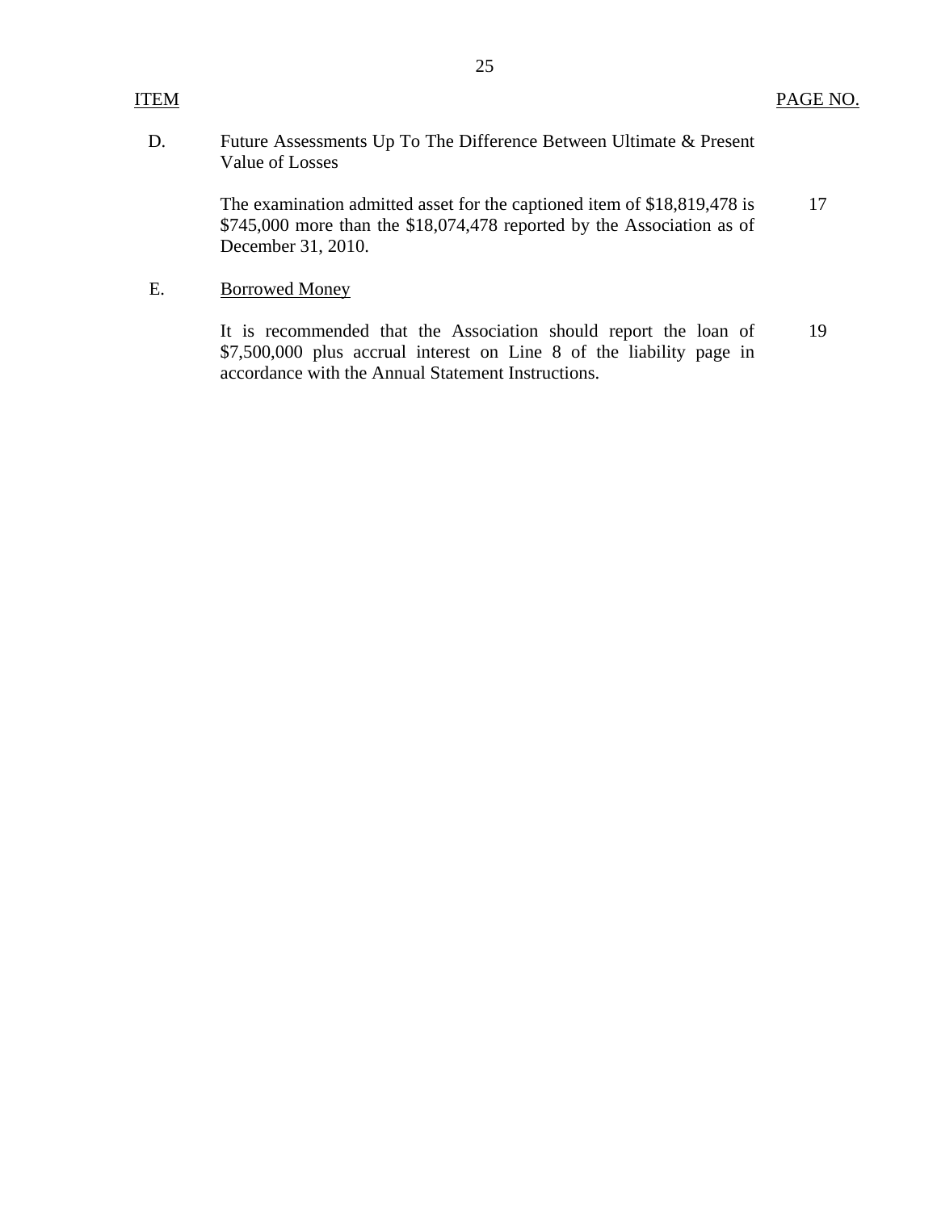| ITEM | | PAGE NO. |
|---|---|---|
| D. | Future Assessments Up To The Difference Between Ultimate & Present Value of Losses | |
| | The examination admitted asset for the captioned item of $18,819,478 is $745,000 more than the $18,074,478 reported by the Association as of December 31, 2010. | 17 |
| E. | <u>Borrowed Money</u> | |
| | It is recommended that the Association should report the loan of $7,500,000 plus accrual interest on Line 8 of the liability page in accordance with the Annual Statement Instructions. | 19 |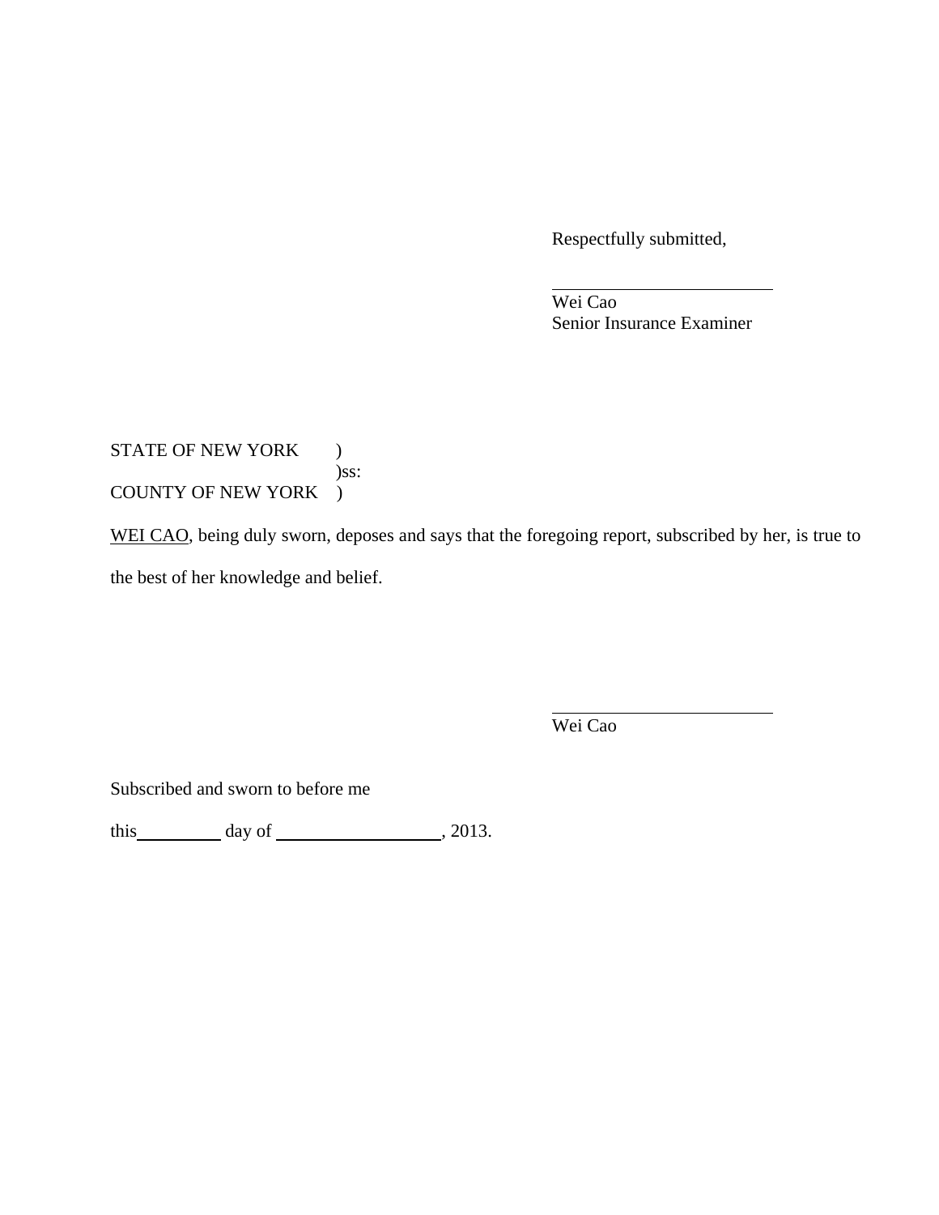Respectfully submitted,

\_\_\_\_\_\_\_\_\_\_\_\_\_\_\_\_\_\_\_\_\_\_\_\_\_
Wei Cao
Senior Insurance Examiner

STATE OF NEW YORK )
)ss:
COUNTY OF NEW YORK )

WEI CAO, being duly sworn, deposes and says that the foregoing report, subscribed by her, is true to the best of her knowledge and belief.

\_\_\_\_\_\_\_\_\_\_\_\_\_\_\_\_\_\_\_\_\_\_\_\_\_
Wei Cao

Subscribed and sworn to before me

this\_\_\_\_\_\_\_\_\_\_ day of \_\_\_\_\_\_\_\_\_\_\_\_\_\_\_\_\_\_\_, 2013.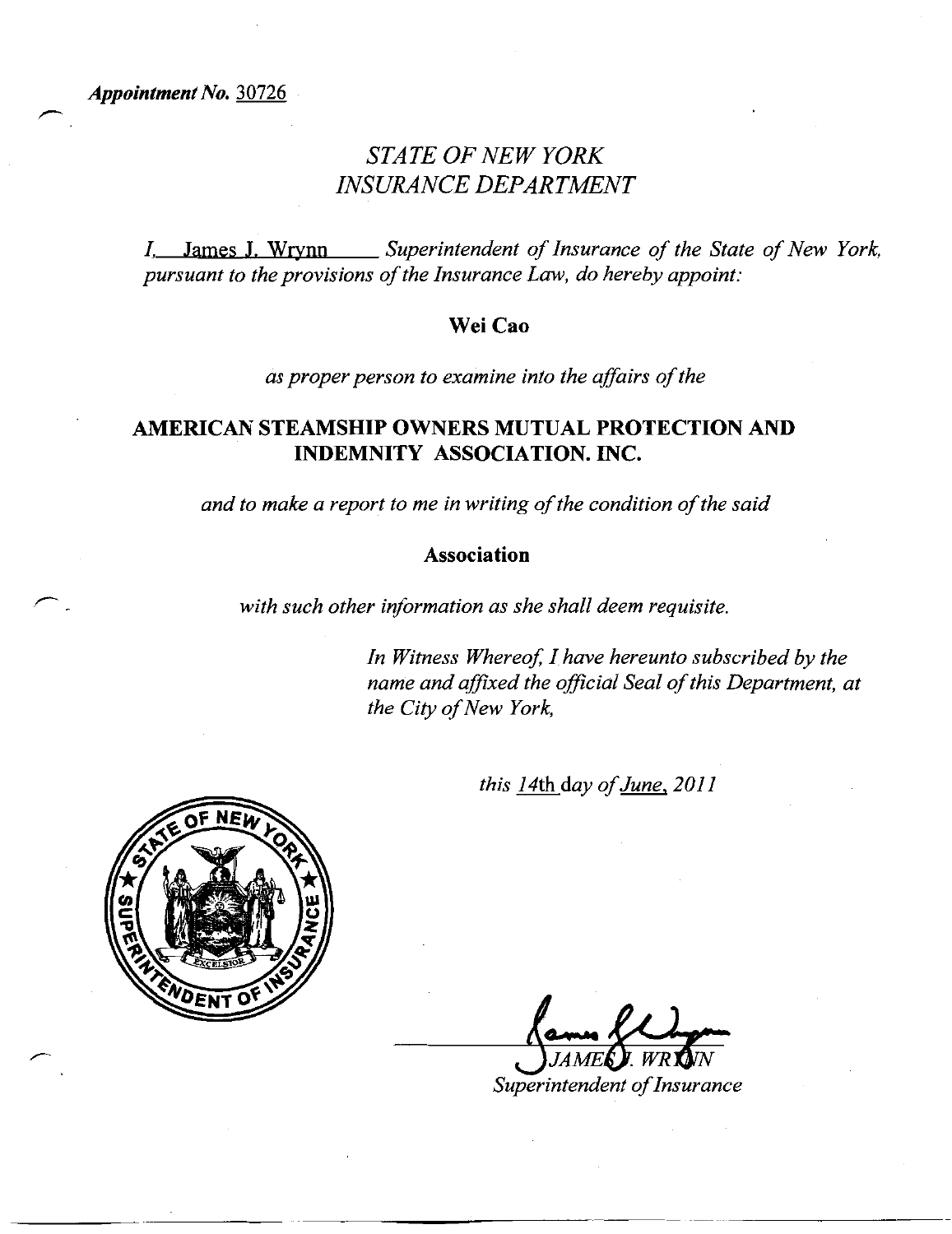*Appointment No.* 30726

# *STATE OF NEW YORK*
# *INSURANCE DEPARTMENT*

*I,* James J. Wrynn *Superintendent of Insurance of the State of New York, pursuant to the provisions of the Insurance Law, do hereby appoint:*

**Wei Cao**

*as proper person to examine into the affairs of the*

**AMERICAN STEAMSHIP OWNERS MUTUAL PROTECTION AND INDEMNITY ASSOCIATION. INC.**

*and to make a report to me in writing of the condition of the said*

**Association**

*with such other information as she shall deem requisite.*

*In Witness Whereof, I have hereunto subscribed by the name and affixed the official Seal of this Department, at the City of New York,*

*this* 14th *day of* *June, 2011*

*JAMES J. WRYNN*
*Superintendent of Insurance*